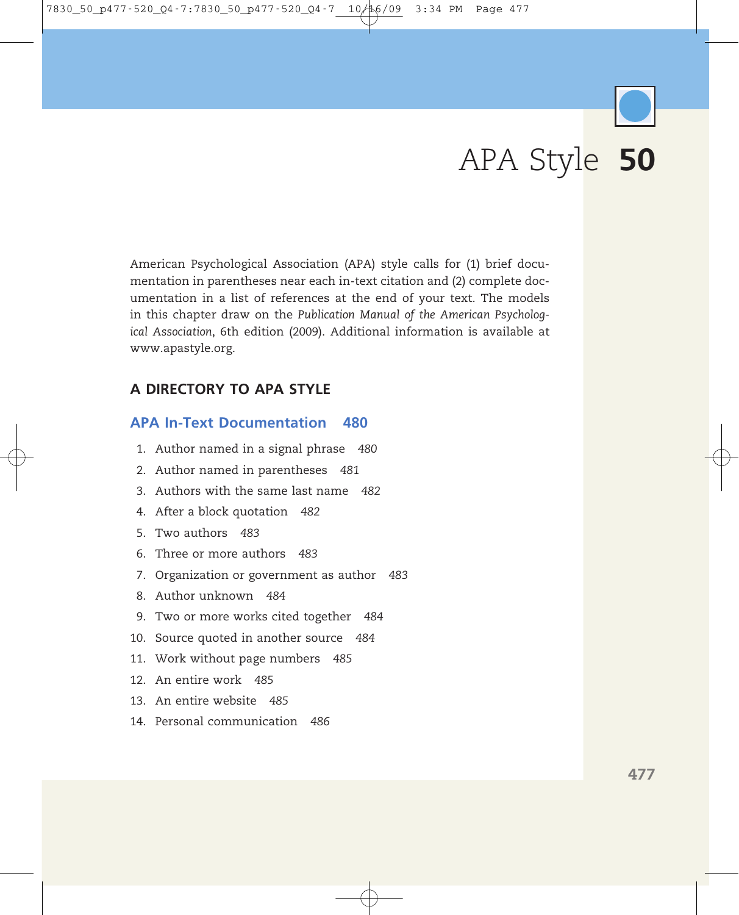# APA Style 50

American Psychological Association (APA) style calls for (1) brief documentation in parentheses near each in-text citation and (2) complete documentation in a list of references at the end of your text. The models in this chapter draw on the *Publication Manual of the American Psychological Association*, 6th edition (2009). Additional information is available at www.apastyle.org.

## A DIRECTORY TO APA STYLE

### APA In-Text Documentation 480

1. Author named in a signal phrase *480*
2. Author named in parentheses *481*
3. Authors with the same last name *482*
4. After a block quotation *482*
5. Two authors *483*
6. Three or more authors *483*
7. Organization or government as author *483*
8. Author unknown *484*
9. Two or more works cited together *484*
10. Source quoted in another source *484*
11. Work without page numbers *485*
12. An entire work *485*
13. An entire website *485*
14. Personal communication *486*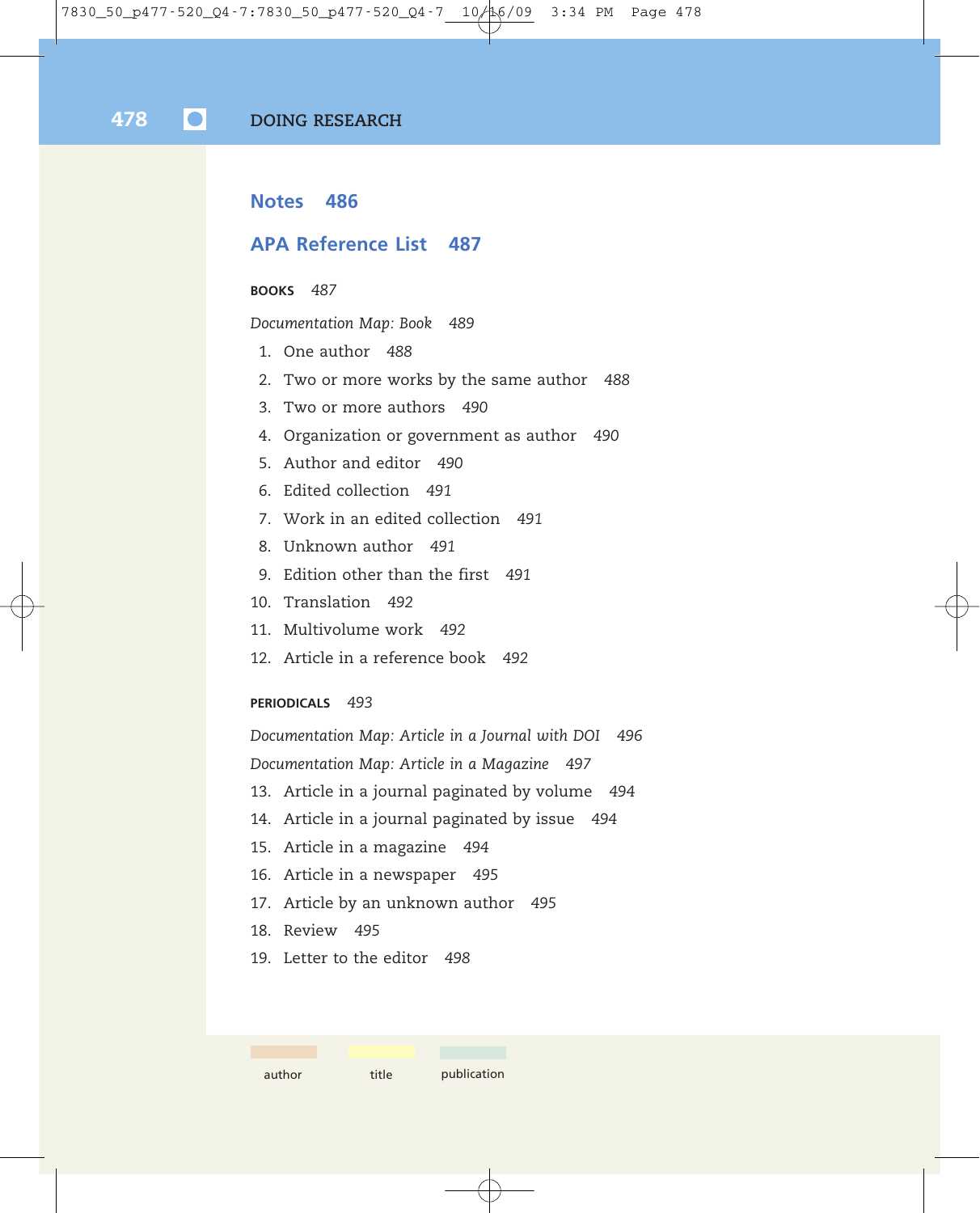## Notes 486

## APA Reference List 487

**BOOKS** *487*

*Documentation Map: Book* *489*

1. One author *488*
2. Two or more works by the same author *488*
3. Two or more authors *490*
4. Organization or government as author *490*
5. Author and editor *490*
6. Edited collection *491*
7. Work in an edited collection *491*
8. Unknown author *491*
9. Edition other than the first *491*
10. Translation *492*
11. Multivolume work *492*
12. Article in a reference book *492*

**PERIODICALS** *493*

*Documentation Map: Article in a Journal with DOI* *496*

*Documentation Map: Article in a Magazine* *497*

13. Article in a journal paginated by volume *494*
14. Article in a journal paginated by issue *494*
15. Article in a magazine *494*
16. Article in a newspaper *495*
17. Article by an unknown author *495*
18. Review *495*
19. Letter to the editor *498*

author title publication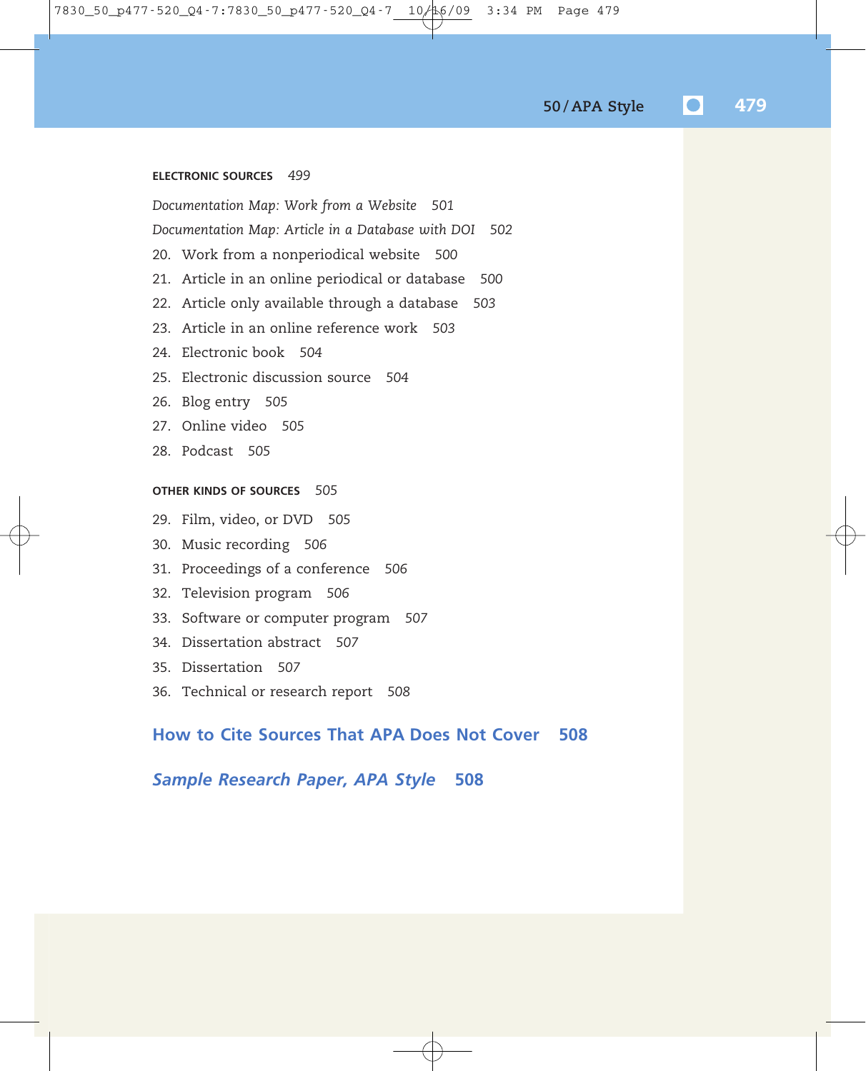**ELECTRONIC SOURCES** *499*

*Documentation Map: Work from a Website* 501

*Documentation Map: Article in a Database with DOI* 502

20. Work from a nonperiodical website 500
21. Article in an online periodical or database 500
22. Article only available through a database 503
23. Article in an online reference work 503
24. Electronic book 504
25. Electronic discussion source 504
26. Blog entry 505
27. Online video 505
28. Podcast 505

**OTHER KINDS OF SOURCES** 505

29. Film, video, or DVD 505
30. Music recording 506
31. Proceedings of a conference 506
32. Television program 506
33. Software or computer program 507
34. Dissertation abstract 507
35. Dissertation 507
36. Technical or research report 508

## How to Cite Sources That APA Does Not Cover 508

## *Sample Research Paper, APA Style* 508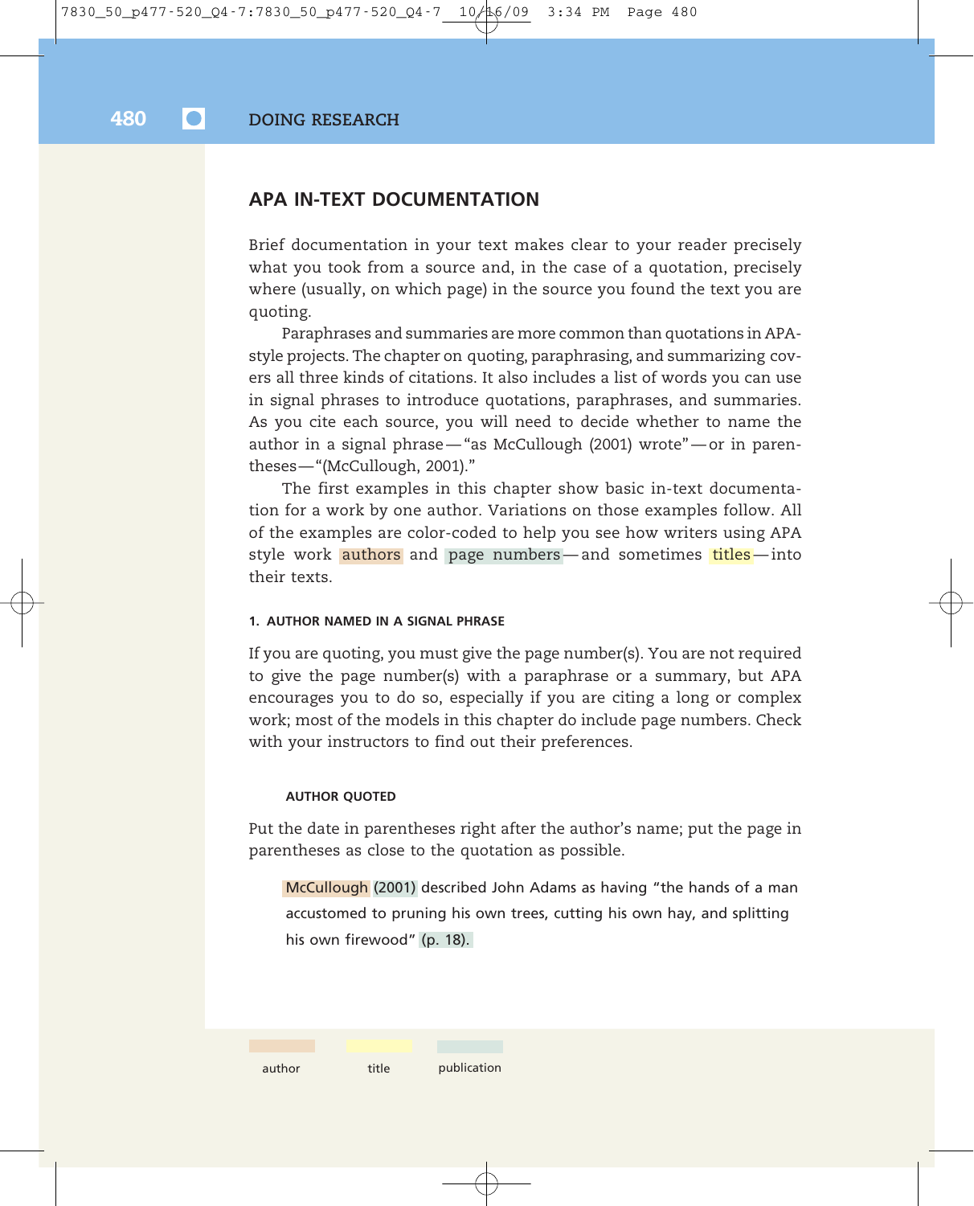## APA IN-TEXT DOCUMENTATION

Brief documentation in your text makes clear to your reader precisely what you took from a source and, in the case of a quotation, precisely where (usually, on which page) in the source you found the text you are quoting.

Paraphrases and summaries are more common than quotations in APA-style projects. The chapter on quoting, paraphrasing, and summarizing covers all three kinds of citations. It also includes a list of words you can use in signal phrases to introduce quotations, paraphrases, and summaries. As you cite each source, you will need to decide whether to name the author in a signal phrase—"as McCullough (2001) wrote"—or in parentheses—"(McCullough, 2001)."

The first examples in this chapter show basic in-text documentation for a work by one author. Variations on those examples follow. All of the examples are color-coded to help you see how writers using APA style work authors and page numbers—and sometimes titles—into their texts.

#### 1. AUTHOR NAMED IN A SIGNAL PHRASE

If you are quoting, you must give the page number(s). You are not required to give the page number(s) with a paraphrase or a summary, but APA encourages you to do so, especially if you are citing a long or complex work; most of the models in this chapter do include page numbers. Check with your instructors to find out their preferences.

**AUTHOR QUOTED**

Put the date in parentheses right after the author's name; put the page in parentheses as close to the quotation as possible.

> McCullough (2001) described John Adams as having "the hands of a man accustomed to pruning his own trees, cutting his own hay, and splitting his own firewood" (p. 18).

author title publication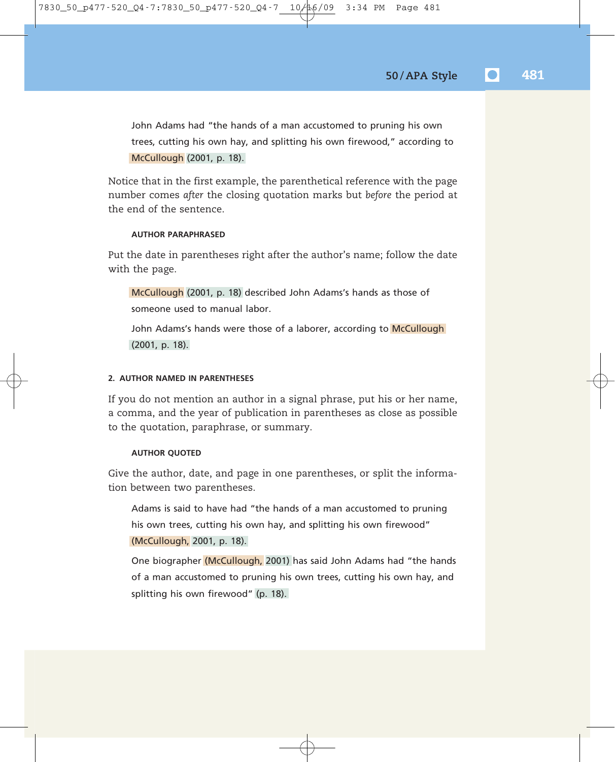John Adams had "the hands of a man accustomed to pruning his own trees, cutting his own hay, and splitting his own firewood," according to McCullough (2001, p. 18).

Notice that in the first example, the parenthetical reference with the page number comes *after* the closing quotation marks but *before* the period at the end of the sentence.

#### AUTHOR PARAPHRASED

Put the date in parentheses right after the author's name; follow the date with the page.

> McCullough (2001, p. 18) described John Adams's hands as those of someone used to manual labor.

> John Adams's hands were those of a laborer, according to McCullough (2001, p. 18).

### 2. AUTHOR NAMED IN PARENTHESES

If you do not mention an author in a signal phrase, put his or her name, a comma, and the year of publication in parentheses as close as possible to the quotation, paraphrase, or summary.

#### AUTHOR QUOTED

Give the author, date, and page in one parentheses, or split the information between two parentheses.

> Adams is said to have had "the hands of a man accustomed to pruning his own trees, cutting his own hay, and splitting his own firewood" (McCullough, 2001, p. 18).

> One biographer (McCullough, 2001) has said John Adams had "the hands of a man accustomed to pruning his own trees, cutting his own hay, and splitting his own firewood" (p. 18).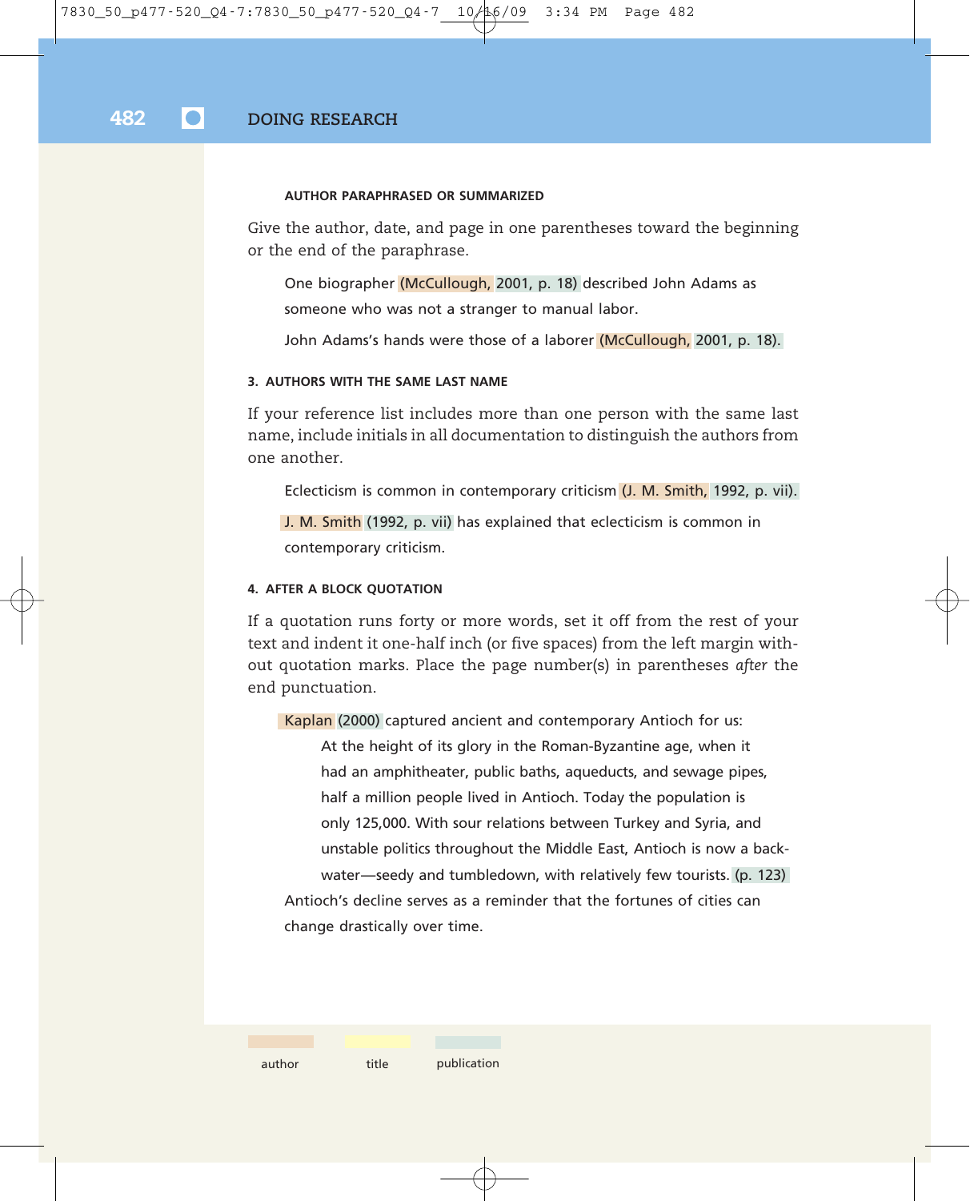#### AUTHOR PARAPHRASED OR SUMMARIZED

Give the author, date, and page in one parentheses toward the beginning or the end of the paraphrase.

> One biographer (McCullough, 2001, p. 18) described John Adams as someone who was not a stranger to manual labor.
>
> John Adams's hands were those of a laborer (McCullough, 2001, p. 18).

### 3. AUTHORS WITH THE SAME LAST NAME

If your reference list includes more than one person with the same last name, include initials in all documentation to distinguish the authors from one another.

> Eclecticism is common in contemporary criticism (J. M. Smith, 1992, p. vii).
>
> J. M. Smith (1992, p. vii) has explained that eclecticism is common in contemporary criticism.

### 4. AFTER A BLOCK QUOTATION

If a quotation runs forty or more words, set it off from the rest of your text and indent it one-half inch (or five spaces) from the left margin without quotation marks. Place the page number(s) in parentheses *after* the end punctuation.

> Kaplan (2000) captured ancient and contemporary Antioch for us:
>
> > At the height of its glory in the Roman-Byzantine age, when it had an amphitheater, public baths, aqueducts, and sewage pipes, half a million people lived in Antioch. Today the population is only 125,000. With sour relations between Turkey and Syria, and unstable politics throughout the Middle East, Antioch is now a backwater—seedy and tumbledown, with relatively few tourists. (p. 123)
>
> Antioch's decline serves as a reminder that the fortunes of cities can change drastically over time.

author   title   publication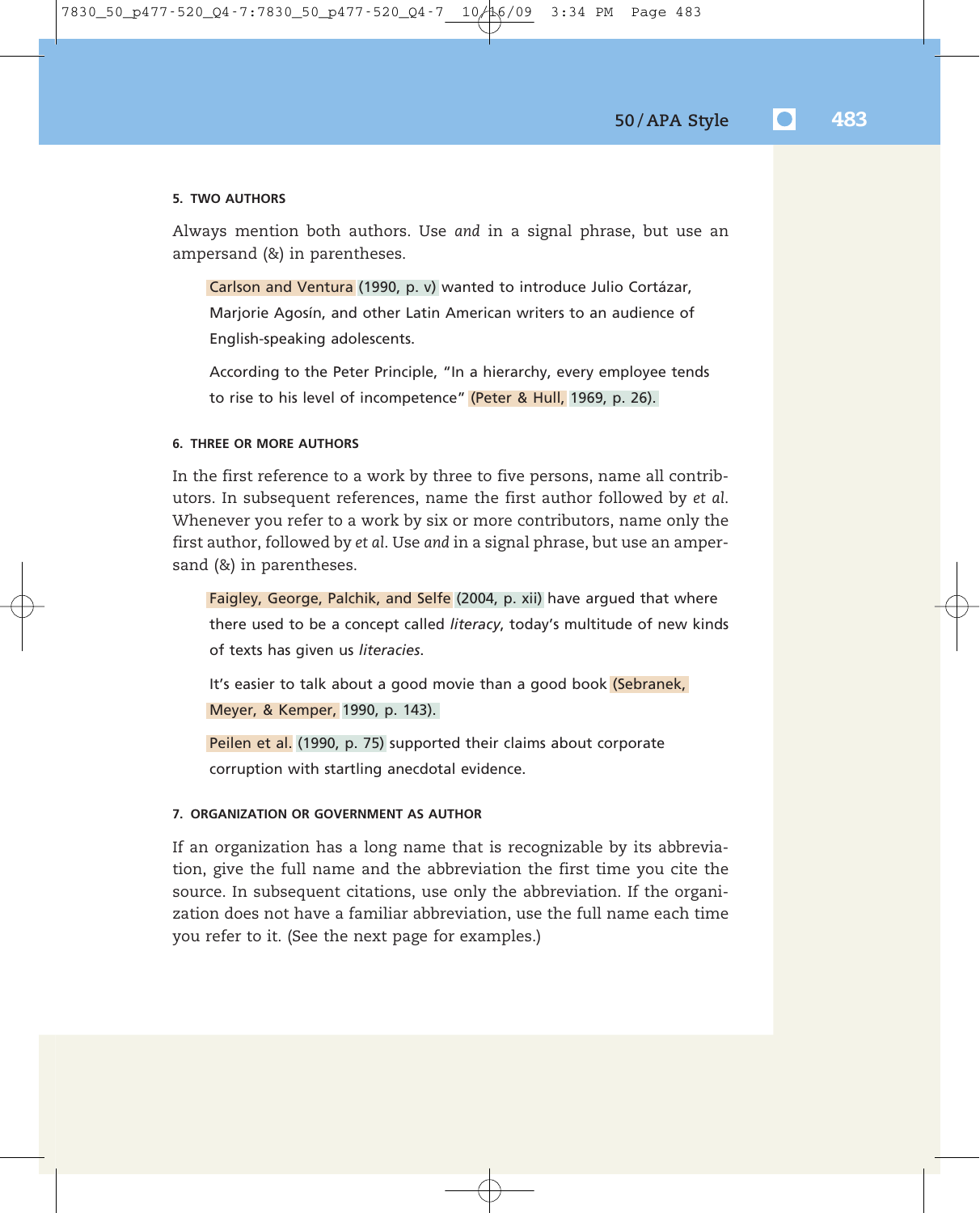#### 5. TWO AUTHORS

Always mention both authors. Use *and* in a signal phrase, but use an ampersand (&) in parentheses.

> Carlson and Ventura (1990, p. v) wanted to introduce Julio Cortázar, Marjorie Agosín, and other Latin American writers to an audience of English-speaking adolescents.

> According to the Peter Principle, "In a hierarchy, every employee tends to rise to his level of incompetence" (Peter & Hull, 1969, p. 26).

#### 6. THREE OR MORE AUTHORS

In the first reference to a work by three to five persons, name all contributors. In subsequent references, name the first author followed by *et al*. Whenever you refer to a work by six or more contributors, name only the first author, followed by *et al*. Use *and* in a signal phrase, but use an ampersand (&) in parentheses.

> Faigley, George, Palchik, and Selfe (2004, p. xii) have argued that where there used to be a concept called *literacy*, today's multitude of new kinds of texts has given us *literacies*.

> It's easier to talk about a good movie than a good book (Sebranek, Meyer, & Kemper, 1990, p. 143).

> Peilen et al. (1990, p. 75) supported their claims about corporate corruption with startling anecdotal evidence.

#### 7. ORGANIZATION OR GOVERNMENT AS AUTHOR

If an organization has a long name that is recognizable by its abbreviation, give the full name and the abbreviation the first time you cite the source. In subsequent citations, use only the abbreviation. If the organization does not have a familiar abbreviation, use the full name each time you refer to it. (See the next page for examples.)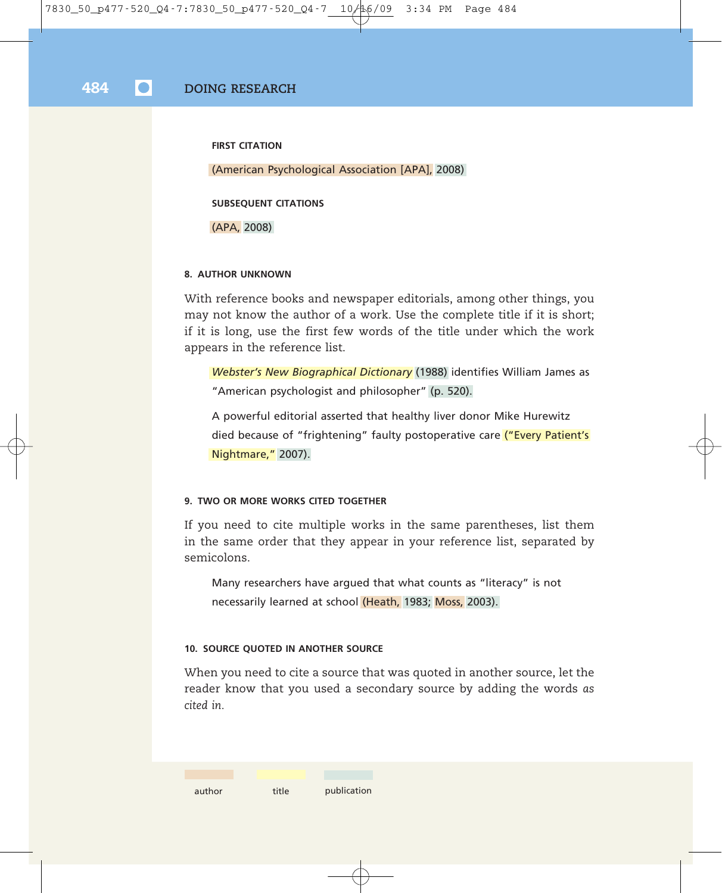FIRST CITATION

(American Psychological Association [APA], 2008)

SUBSEQUENT CITATIONS

(APA, 2008)

### 8. AUTHOR UNKNOWN

With reference books and newspaper editorials, among other things, you may not know the author of a work. Use the complete title if it is short; if it is long, use the first few words of the title under which the work appears in the reference list.

> *Webster's New Biographical Dictionary* (1988) identifies William James as "American psychologist and philosopher" (p. 520).

> A powerful editorial asserted that healthy liver donor Mike Hurewitz died because of "frightening" faulty postoperative care ("Every Patient's Nightmare," 2007).

### 9. TWO OR MORE WORKS CITED TOGETHER

If you need to cite multiple works in the same parentheses, list them in the same order that they appear in your reference list, separated by semicolons.

> Many researchers have argued that what counts as "literacy" is not necessarily learned at school (Heath, 1983; Moss, 2003).

### 10. SOURCE QUOTED IN ANOTHER SOURCE

When you need to cite a source that was quoted in another source, let the reader know that you used a secondary source by adding the words *as cited in*.

author | title | publication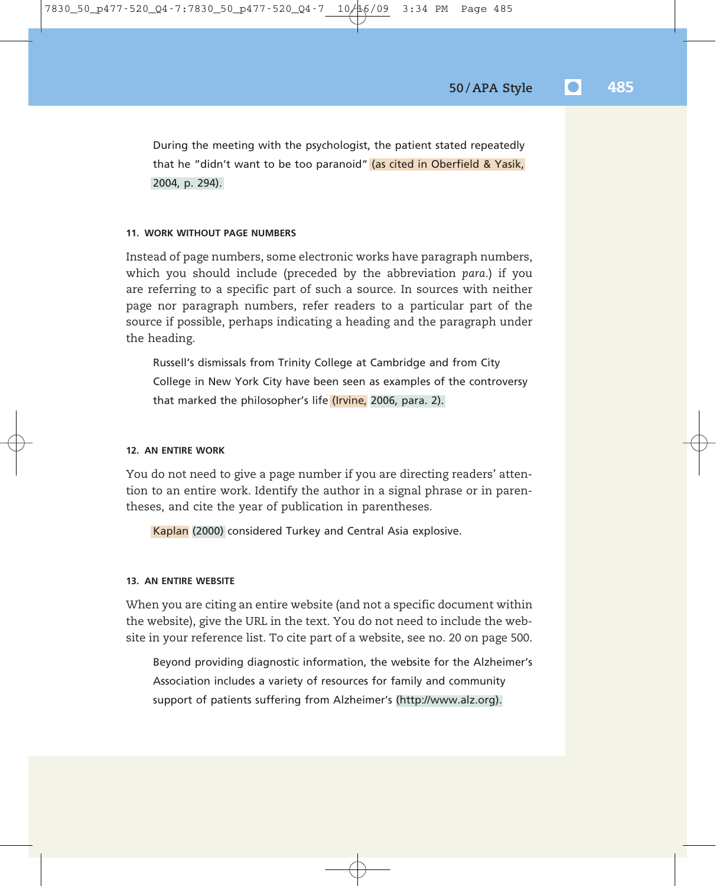During the meeting with the psychologist, the patient stated repeatedly that he "didn't want to be too paranoid" (as cited in Oberfield & Yasik, 2004, p. 294).

#### 11. WORK WITHOUT PAGE NUMBERS

Instead of page numbers, some electronic works have paragraph numbers, which you should include (preceded by the abbreviation *para.*) if you are referring to a specific part of such a source. In sources with neither page nor paragraph numbers, refer readers to a particular part of the source if possible, perhaps indicating a heading and the paragraph under the heading.

> Russell's dismissals from Trinity College at Cambridge and from City College in New York City have been seen as examples of the controversy that marked the philosopher's life (Irvine, 2006, para. 2).

#### 12. AN ENTIRE WORK

You do not need to give a page number if you are directing readers' attention to an entire work. Identify the author in a signal phrase or in parentheses, and cite the year of publication in parentheses.

> Kaplan (2000) considered Turkey and Central Asia explosive.

#### 13. AN ENTIRE WEBSITE

When you are citing an entire website (and not a specific document within the website), give the URL in the text. You do not need to include the website in your reference list. To cite part of a website, see no. 20 on page 500.

> Beyond providing diagnostic information, the website for the Alzheimer's Association includes a variety of resources for family and community support of patients suffering from Alzheimer's (http://www.alz.org).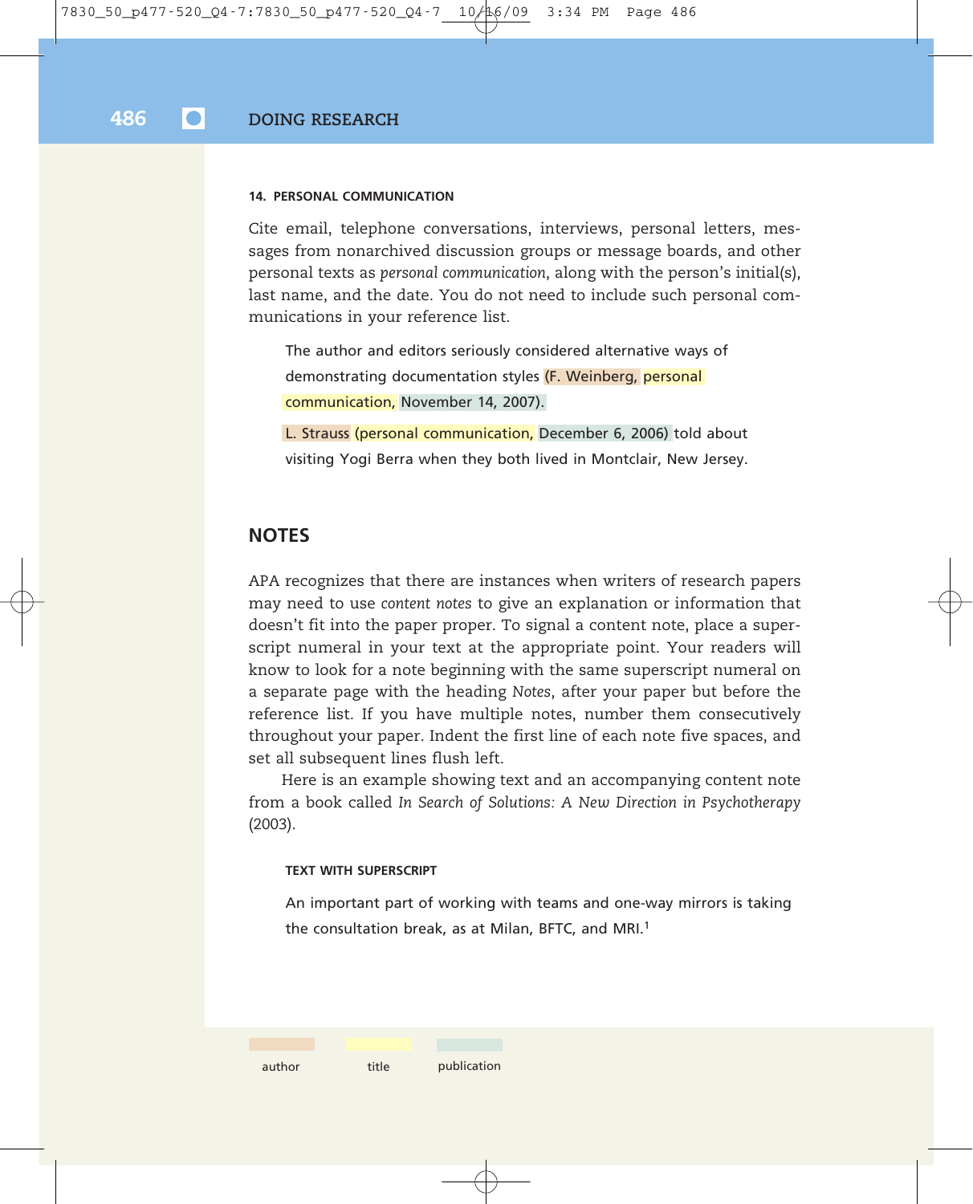#### 14. PERSONAL COMMUNICATION

Cite email, telephone conversations, interviews, personal letters, messages from nonarchived discussion groups or message boards, and other personal texts as *personal communication*, along with the person's initial(s), last name, and the date. You do not need to include such personal communications in your reference list.

> The author and editors seriously considered alternative ways of demonstrating documentation styles (F. Weinberg, personal communication, November 14, 2007).

> L. Strauss (personal communication, December 6, 2006) told about visiting Yogi Berra when they both lived in Montclair, New Jersey.

## NOTES

APA recognizes that there are instances when writers of research papers may need to use *content notes* to give an explanation or information that doesn't fit into the paper proper. To signal a content note, place a superscript numeral in your text at the appropriate point. Your readers will know to look for a note beginning with the same superscript numeral on a separate page with the heading *Notes*, after your paper but before the reference list. If you have multiple notes, number them consecutively throughout your paper. Indent the first line of each note five spaces, and set all subsequent lines flush left.

Here is an example showing text and an accompanying content note from a book called *In Search of Solutions: A New Direction in Psychotherapy* (2003).

#### TEXT WITH SUPERSCRIPT

> An important part of working with teams and one-way mirrors is taking the consultation break, as at Milan, BFTC, and MRI.[1]

author | title | publication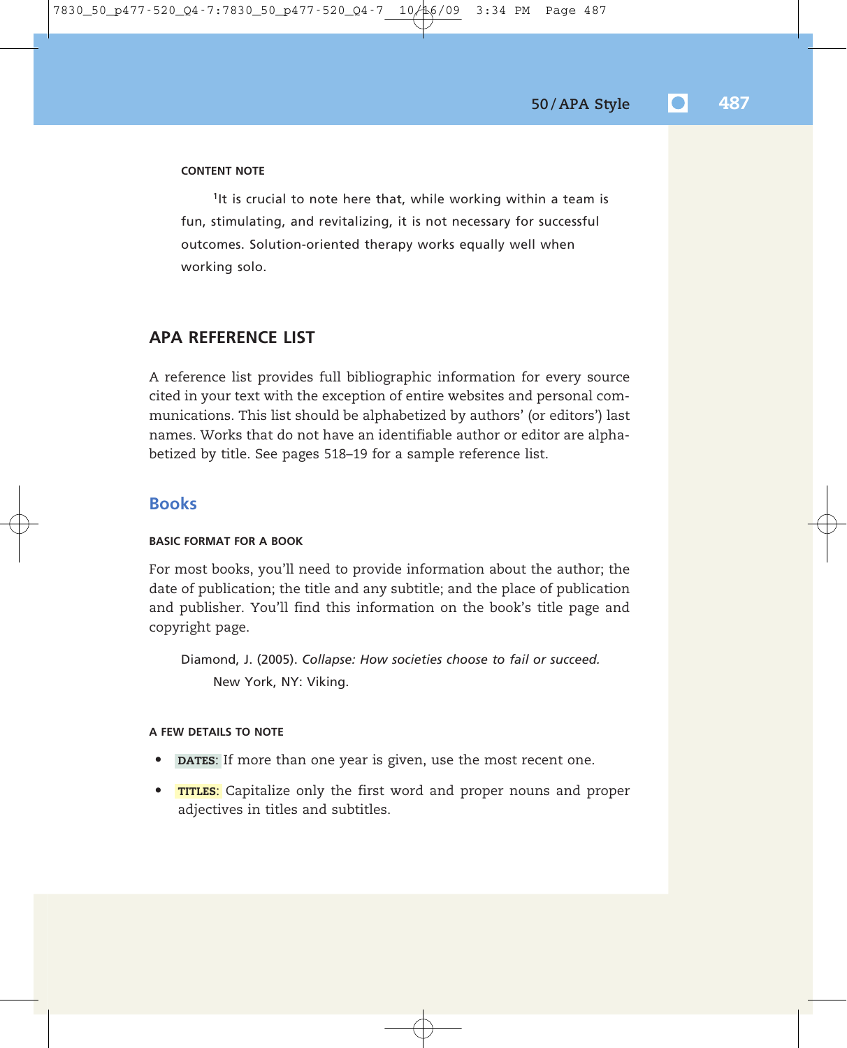#### CONTENT NOTE

[1]It is crucial to note here that, while working within a team is fun, stimulating, and revitalizing, it is not necessary for successful outcomes. Solution-oriented therapy works equally well when working solo.

## APA REFERENCE LIST

A reference list provides full bibliographic information for every source cited in your text with the exception of entire websites and personal communications. This list should be alphabetized by authors' (or editors') last names. Works that do not have an identifiable author or editor are alphabetized by title. See pages 518–19 for a sample reference list.

### Books

#### BASIC FORMAT FOR A BOOK

For most books, you'll need to provide information about the author; the date of publication; the title and any subtitle; and the place of publication and publisher. You'll find this information on the book's title page and copyright page.

Diamond, J. (2005). *Collapse: How societies choose to fail or succeed.* New York, NY: Viking.

#### A FEW DETAILS TO NOTE

- **DATES**: If more than one year is given, use the most recent one.
- **TITLES**: Capitalize only the first word and proper nouns and proper adjectives in titles and subtitles.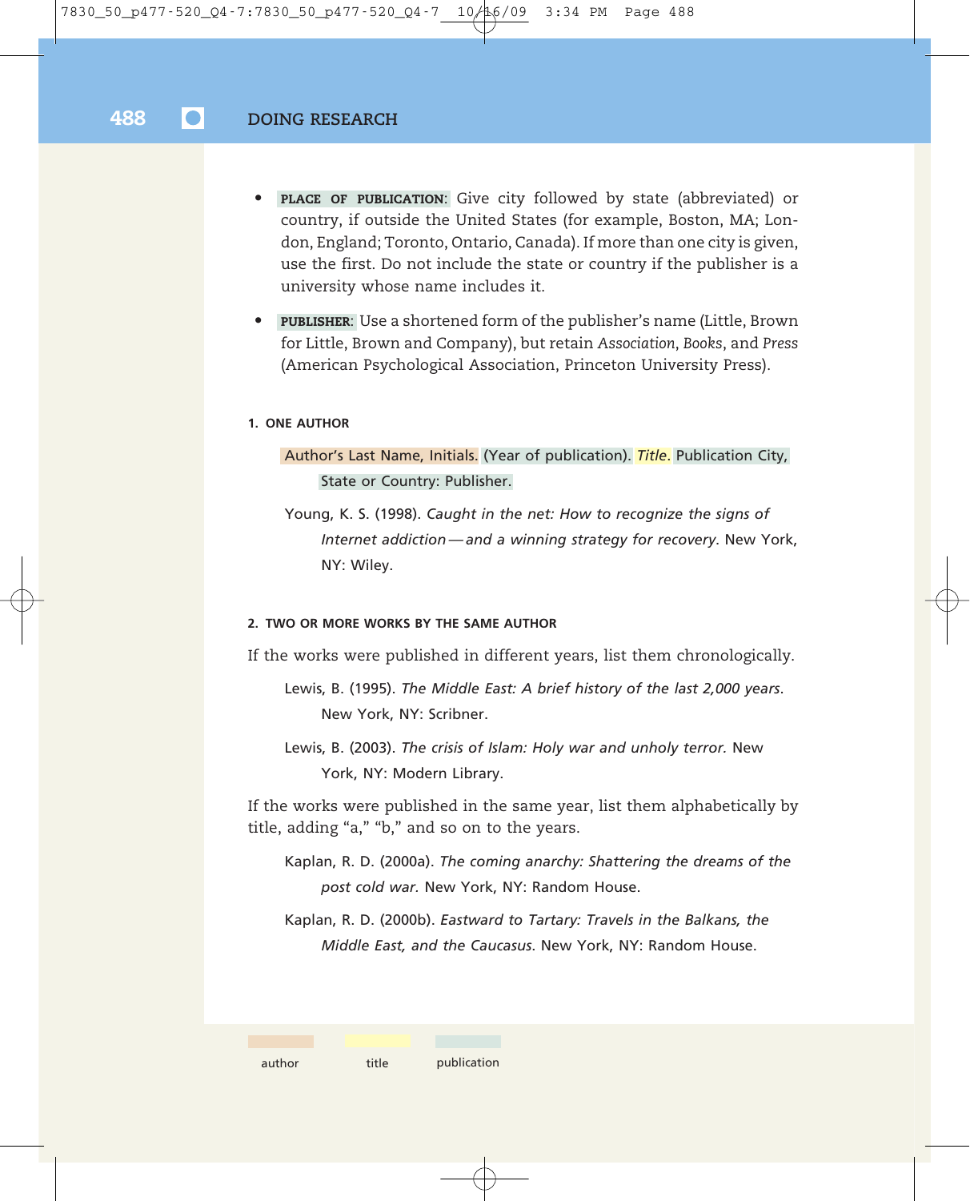- **PLACE OF PUBLICATION**: Give city followed by state (abbreviated) or country, if outside the United States (for example, Boston, MA; London, England; Toronto, Ontario, Canada). If more than one city is given, use the first. Do not include the state or country if the publisher is a university whose name includes it.
- **PUBLISHER**: Use a shortened form of the publisher's name (Little, Brown for Little, Brown and Company), but retain *Association*, *Books*, and *Press* (American Psychological Association, Princeton University Press).

#### 1. ONE AUTHOR

Author's Last Name, Initials. (Year of publication). *Title*. Publication City, State or Country: Publisher.

Young, K. S. (1998). *Caught in the net: How to recognize the signs of Internet addiction—and a winning strategy for recovery.* New York, NY: Wiley.

#### 2. TWO OR MORE WORKS BY THE SAME AUTHOR

If the works were published in different years, list them chronologically.

Lewis, B. (1995). *The Middle East: A brief history of the last 2,000 years*. New York, NY: Scribner.

Lewis, B. (2003). *The crisis of Islam: Holy war and unholy terror.* New York, NY: Modern Library.

If the works were published in the same year, list them alphabetically by title, adding "a," "b," and so on to the years.

Kaplan, R. D. (2000a). *The coming anarchy: Shattering the dreams of the post cold war.* New York, NY: Random House.

Kaplan, R. D. (2000b). *Eastward to Tartary: Travels in the Balkans, the Middle East, and the Caucasus.* New York, NY: Random House.

author   title   publication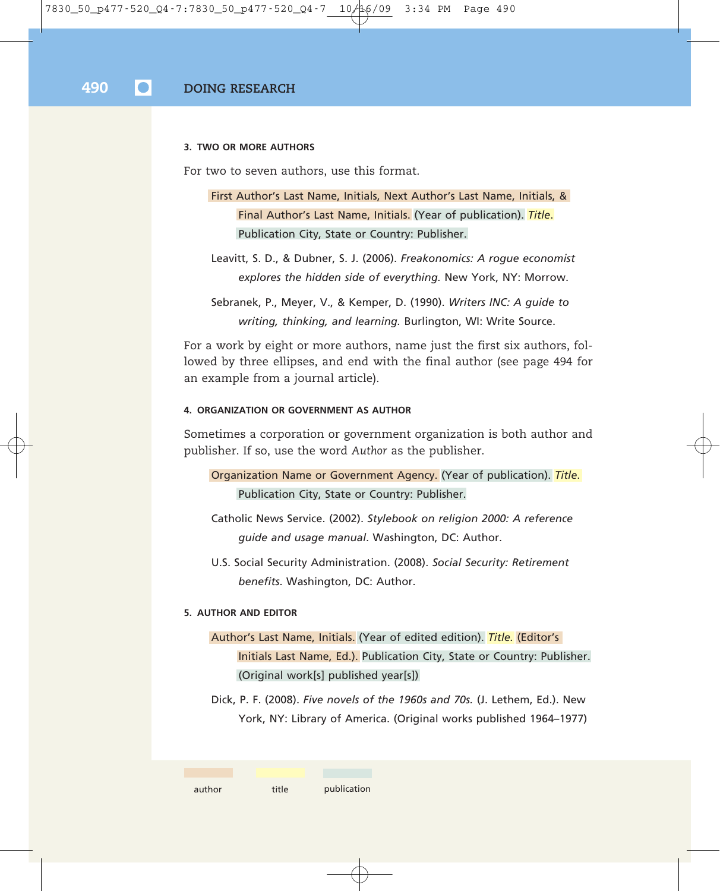#### 3. TWO OR MORE AUTHORS

For two to seven authors, use this format.

> First Author's Last Name, Initials, Next Author's Last Name, Initials, & Final Author's Last Name, Initials. (Year of publication). *Title.* Publication City, State or Country: Publisher.

> Leavitt, S. D., & Dubner, S. J. (2006). *Freakonomics: A rogue economist explores the hidden side of everything.* New York, NY: Morrow.

> Sebranek, P., Meyer, V., & Kemper, D. (1990). *Writers INC: A guide to writing, thinking, and learning.* Burlington, WI: Write Source.

For a work by eight or more authors, name just the first six authors, followed by three ellipses, and end with the final author (see page 494 for an example from a journal article).

#### 4. ORGANIZATION OR GOVERNMENT AS AUTHOR

Sometimes a corporation or government organization is both author and publisher. If so, use the word *Author* as the publisher.

> Organization Name or Government Agency. (Year of publication). *Title.* Publication City, State or Country: Publisher.

> Catholic News Service. (2002). *Stylebook on religion 2000: A reference guide and usage manual*. Washington, DC: Author.

> U.S. Social Security Administration. (2008). *Social Security: Retirement benefits*. Washington, DC: Author.

#### 5. AUTHOR AND EDITOR

> Author's Last Name, Initials. (Year of edited edition). *Title.* (Editor's Initials Last Name, Ed.). Publication City, State or Country: Publisher. (Original work[s] published year[s])

> Dick, P. F. (2008). *Five novels of the 1960s and 70s.* (J. Lethem, Ed.). New York, NY: Library of America. (Original works published 1964–1977)

author | title | publication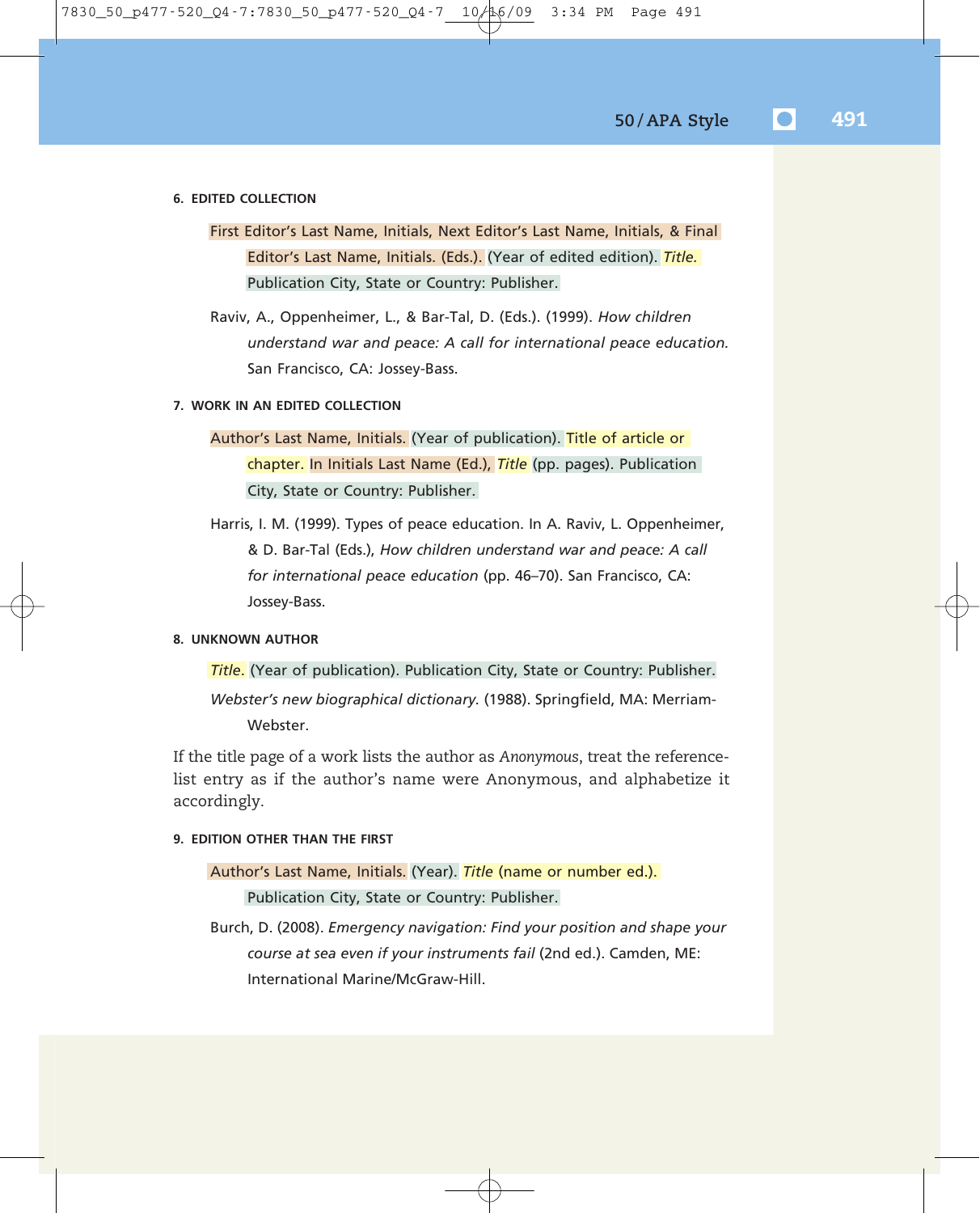#### 6. EDITED COLLECTION

First Editor's Last Name, Initials, Next Editor's Last Name, Initials, & Final Editor's Last Name, Initials. (Eds.). (Year of edited edition). *Title.* Publication City, State or Country: Publisher.

Raviv, A., Oppenheimer, L., & Bar-Tal, D. (Eds.). (1999). *How children understand war and peace: A call for international peace education.* San Francisco, CA: Jossey-Bass.

#### 7. WORK IN AN EDITED COLLECTION

Author's Last Name, Initials. (Year of publication). Title of article or chapter. In Initials Last Name (Ed.), *Title* (pp. pages). Publication City, State or Country: Publisher.

Harris, I. M. (1999). Types of peace education. In A. Raviv, L. Oppenheimer, & D. Bar-Tal (Eds.), *How children understand war and peace: A call for international peace education* (pp. 46–70). San Francisco, CA: Jossey-Bass.

#### 8. UNKNOWN AUTHOR

*Title*. (Year of publication). Publication City, State or Country: Publisher.

*Webster's new biographical dictionary.* (1988). Springfield, MA: Merriam-Webster.

If the title page of a work lists the author as *Anonymous*, treat the reference-list entry as if the author's name were Anonymous, and alphabetize it accordingly.

#### 9. EDITION OTHER THAN THE FIRST

Author's Last Name, Initials. (Year). *Title* (name or number ed.). Publication City, State or Country: Publisher.

Burch, D. (2008). *Emergency navigation: Find your position and shape your course at sea even if your instruments fail* (2nd ed.). Camden, ME: International Marine/McGraw-Hill.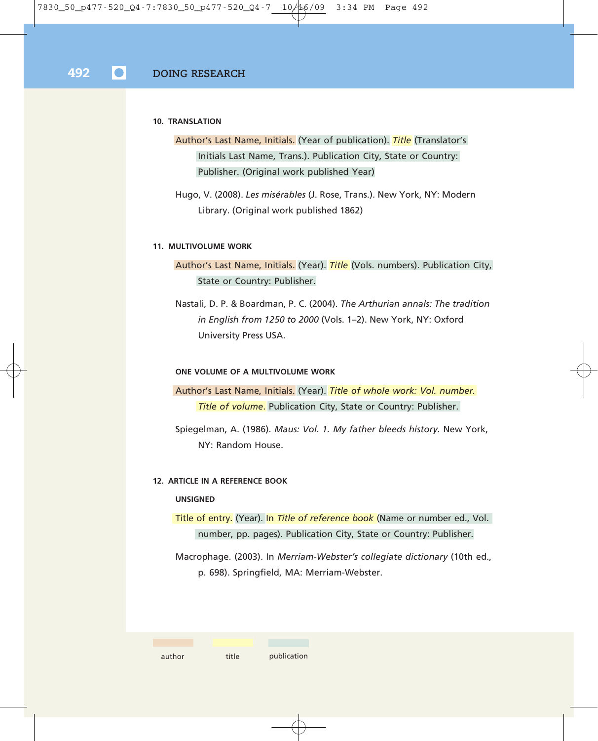#### 10. TRANSLATION

Author's Last Name, Initials. (Year of publication). *Title* (Translator's Initials Last Name, Trans.). Publication City, State or Country: Publisher. (Original work published Year)

Hugo, V. (2008). *Les misérables* (J. Rose, Trans.). New York, NY: Modern Library. (Original work published 1862)

#### 11. MULTIVOLUME WORK

Author's Last Name, Initials. (Year). *Title* (Vols. numbers). Publication City, State or Country: Publisher.

Nastali, D. P. & Boardman, P. C. (2004). *The Arthurian annals: The tradition in English from 1250 to 2000* (Vols. 1–2). New York, NY: Oxford University Press USA.

**ONE VOLUME OF A MULTIVOLUME WORK**

Author's Last Name, Initials. (Year). *Title of whole work: Vol. number. Title of volume.* Publication City, State or Country: Publisher.

Spiegelman, A. (1986). *Maus: Vol. 1. My father bleeds history.* New York, NY: Random House.

#### 12. ARTICLE IN A REFERENCE BOOK

**UNSIGNED**

Title of entry. (Year). In *Title of reference book* (Name or number ed., Vol. number, pp. pages). Publication City, State or Country: Publisher.

Macrophage. (2003). In *Merriam-Webster's collegiate dictionary* (10th ed., p. 698). Springfield, MA: Merriam-Webster.

author | title | publication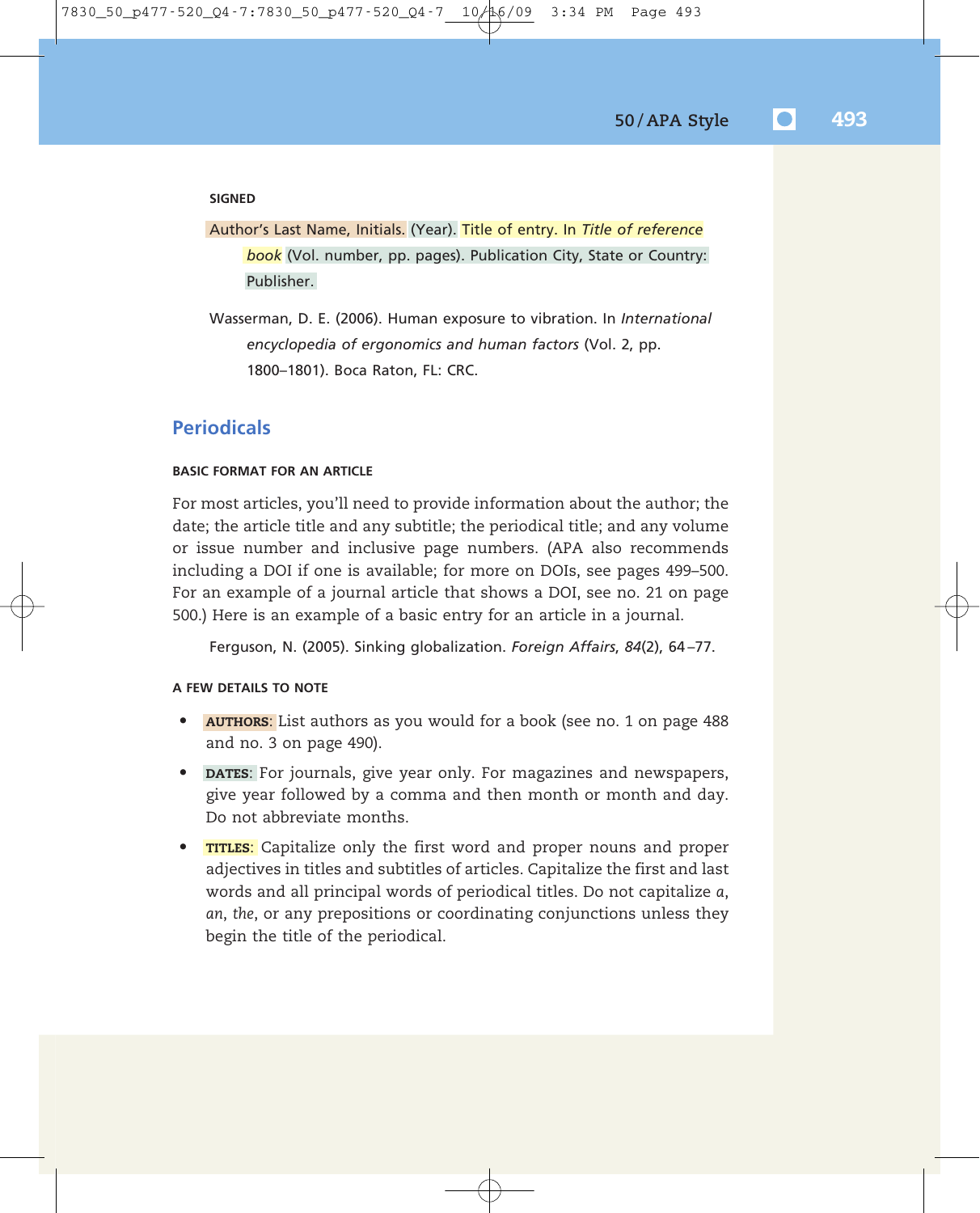#### SIGNED

Author's Last Name, Initials. (Year). Title of entry. In *Title of reference book* (Vol. number, pp. pages). Publication City, State or Country: Publisher.

Wasserman, D. E. (2006). Human exposure to vibration. In *International encyclopedia of ergonomics and human factors* (Vol. 2, pp. 1800–1801). Boca Raton, FL: CRC.

## Periodicals

#### BASIC FORMAT FOR AN ARTICLE

For most articles, you'll need to provide information about the author; the date; the article title and any subtitle; the periodical title; and any volume or issue number and inclusive page numbers. (APA also recommends including a DOI if one is available; for more on DOIs, see pages 499–500. For an example of a journal article that shows a DOI, see no. 21 on page 500.) Here is an example of a basic entry for an article in a journal.

Ferguson, N. (2005). Sinking globalization. *Foreign Affairs, 84*(2), 64–77.

#### A FEW DETAILS TO NOTE

- **AUTHORS**: List authors as you would for a book (see no. 1 on page 488 and no. 3 on page 490).
- **DATES**: For journals, give year only. For magazines and newspapers, give year followed by a comma and then month or month and day. Do not abbreviate months.
- **TITLES**: Capitalize only the first word and proper nouns and proper adjectives in titles and subtitles of articles. Capitalize the first and last words and all principal words of periodical titles. Do not capitalize *a*, *an*, *the*, or any prepositions or coordinating conjunctions unless they begin the title of the periodical.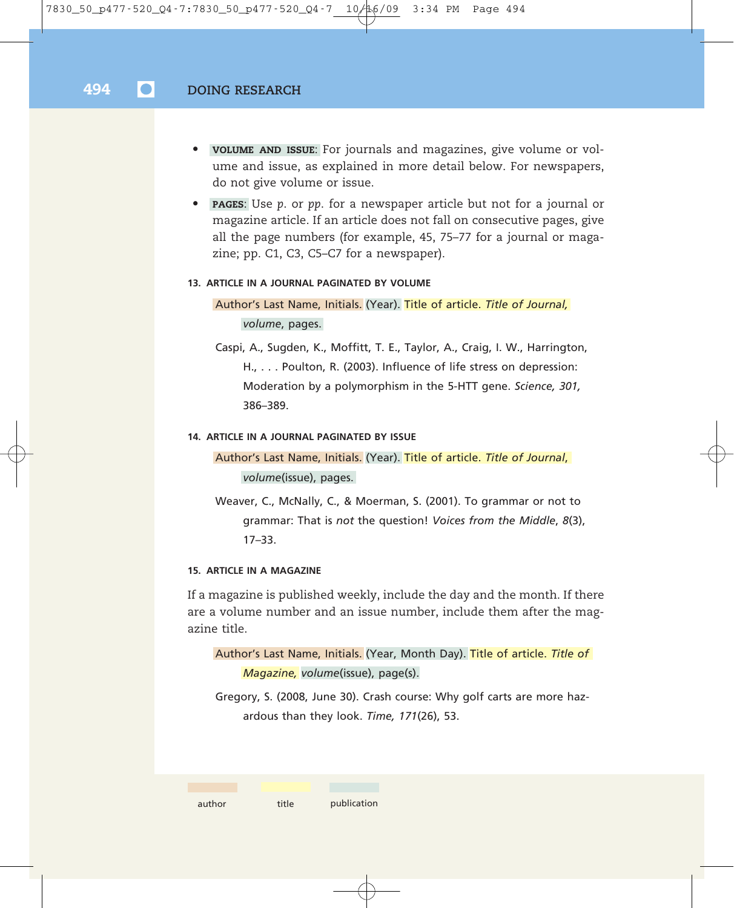- **VOLUME AND ISSUE**: For journals and magazines, give volume or volume and issue, as explained in more detail below. For newspapers, do not give volume or issue.
- **PAGES**: Use *p.* or *pp.* for a newspaper article but not for a journal or magazine article. If an article does not fall on consecutive pages, give all the page numbers (for example, 45, 75–77 for a journal or magazine; pp. C1, C3, C5–C7 for a newspaper).

#### 13. ARTICLE IN A JOURNAL PAGINATED BY VOLUME

Author's Last Name, Initials. (Year). Title of article. *Title of Journal, volume*, pages.

Caspi, A., Sugden, K., Moffitt, T. E., Taylor, A., Craig, I. W., Harrington, H., . . . Poulton, R. (2003). Influence of life stress on depression: Moderation by a polymorphism in the 5-HTT gene. *Science, 301,* 386–389.

#### 14. ARTICLE IN A JOURNAL PAGINATED BY ISSUE

Author's Last Name, Initials. (Year). Title of article. *Title of Journal*, *volume*(issue), pages.

Weaver, C., McNally, C., & Moerman, S. (2001). To grammar or not to grammar: That is *not* the question! *Voices from the Middle*, *8*(3), 17–33.

#### 15. ARTICLE IN A MAGAZINE

If a magazine is published weekly, include the day and the month. If there are a volume number and an issue number, include them after the magazine title.

Author's Last Name, Initials. (Year, Month Day). Title of article. *Title of Magazine, volume*(issue), page(s).

Gregory, S. (2008, June 30). Crash course: Why golf carts are more hazardous than they look. *Time, 171*(26), 53.

author | title | publication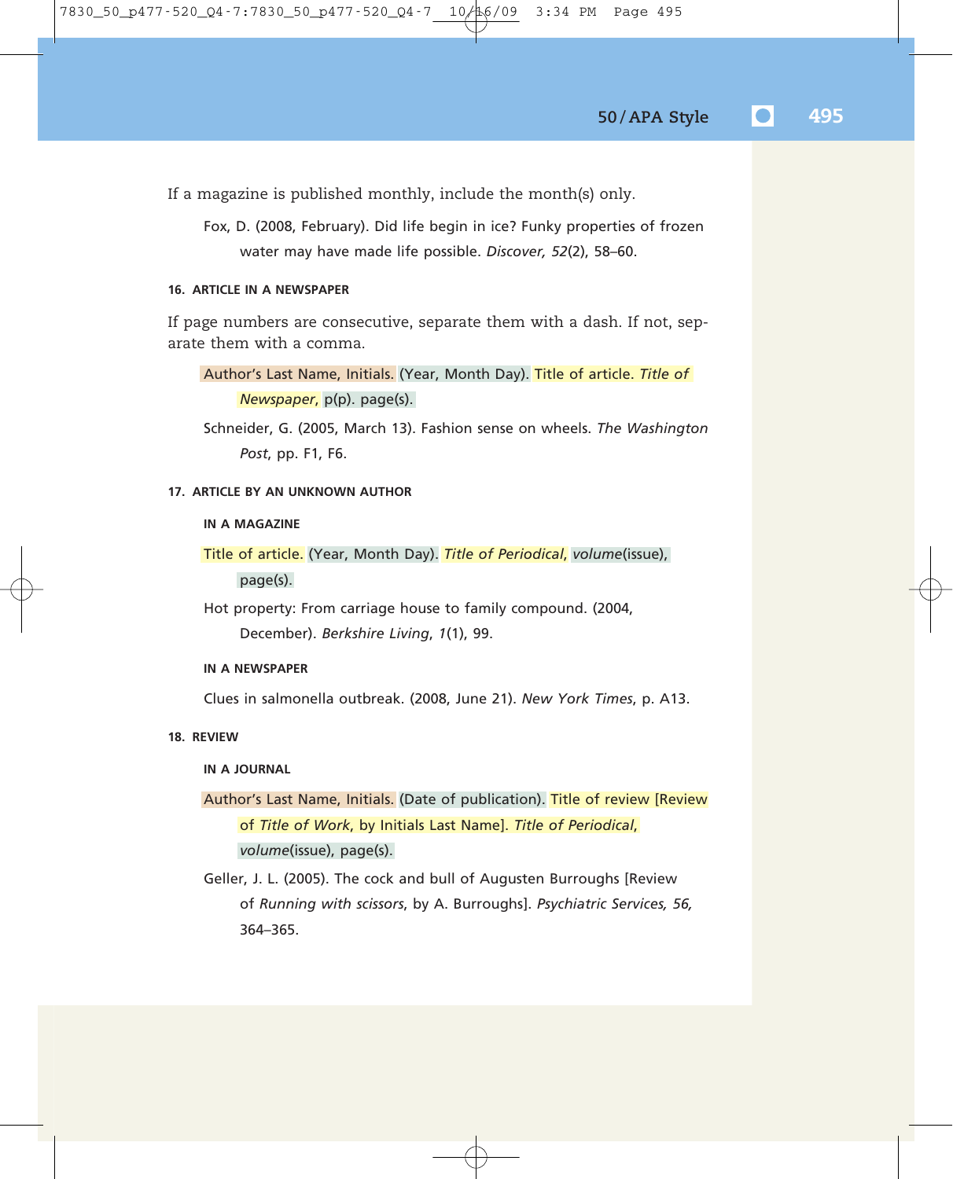If a magazine is published monthly, include the month(s) only.

Fox, D. (2008, February). Did life begin in ice? Funky properties of frozen water may have made life possible. *Discover, 52*(2), 58–60.

#### 16. ARTICLE IN A NEWSPAPER

If page numbers are consecutive, separate them with a dash. If not, separate them with a comma.

Author's Last Name, Initials. (Year, Month Day). Title of article. *Title of Newspaper*, p(p). page(s).

Schneider, G. (2005, March 13). Fashion sense on wheels. *The Washington Post*, pp. F1, F6.

#### 17. ARTICLE BY AN UNKNOWN AUTHOR

##### IN A MAGAZINE

Title of article. (Year, Month Day). *Title of Periodical*, *volume*(issue), page(s).

Hot property: From carriage house to family compound. (2004, December). *Berkshire Living*, *1*(1), 99.

##### IN A NEWSPAPER

Clues in salmonella outbreak. (2008, June 21). *New York Times*, p. A13.

#### 18. REVIEW

##### IN A JOURNAL

Author's Last Name, Initials. (Date of publication). Title of review [Review of *Title of Work*, by Initials Last Name]. *Title of Periodical*, *volume*(issue), page(s).

Geller, J. L. (2005). The cock and bull of Augusten Burroughs [Review of *Running with scissors*, by A. Burroughs]. *Psychiatric Services, 56,* 364–365.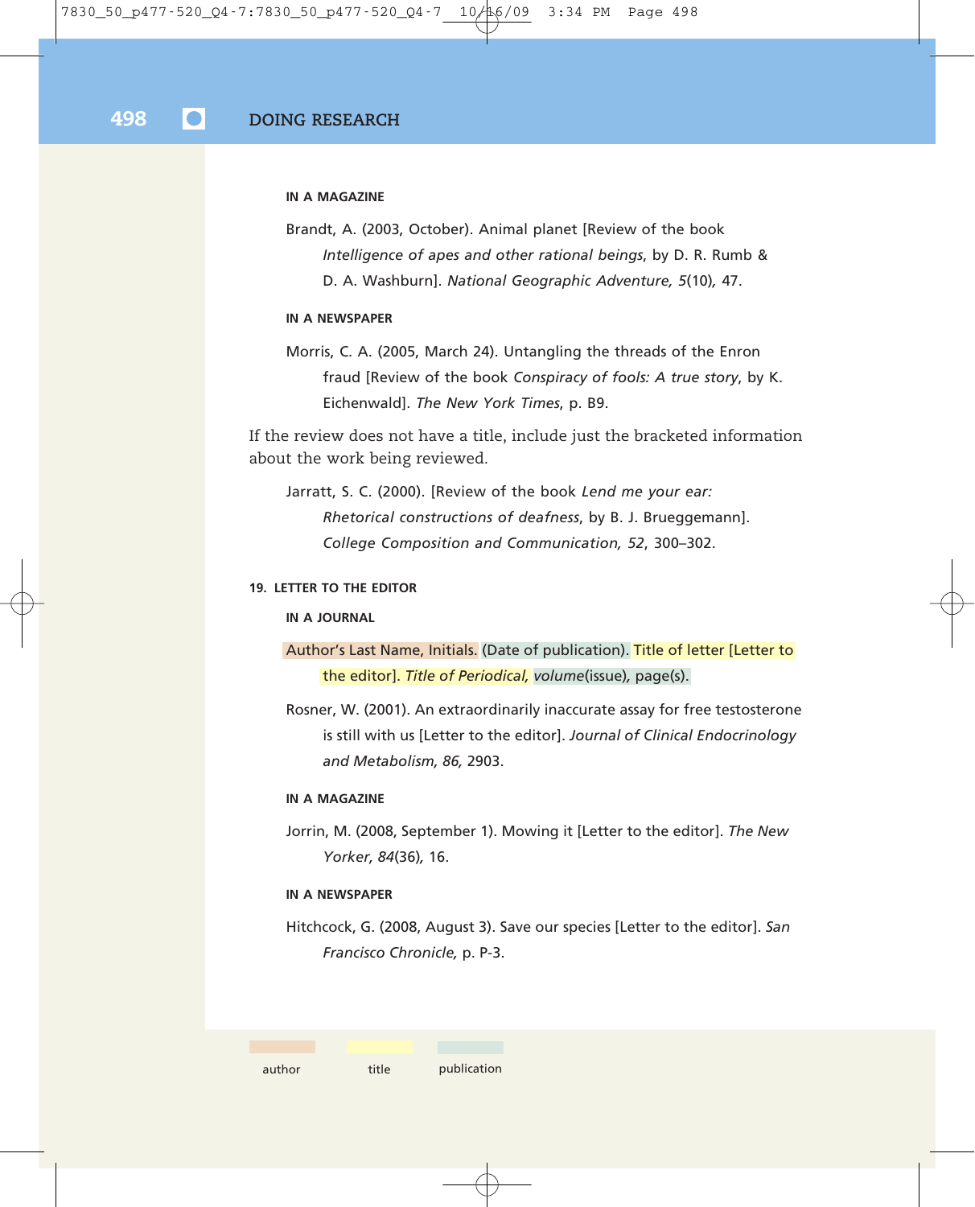**IN A MAGAZINE**

Brandt, A. (2003, October). Animal planet [Review of the book *Intelligence of apes and other rational beings*, by D. R. Rumb & D. A. Washburn]. *National Geographic Adventure, 5*(10)*,* 47.

**IN A NEWSPAPER**

Morris, C. A. (2005, March 24). Untangling the threads of the Enron fraud [Review of the book *Conspiracy of fools: A true story*, by K. Eichenwald]. *The New York Times*, p. B9.

If the review does not have a title, include just the bracketed information about the work being reviewed.

Jarratt, S. C. (2000). [Review of the book *Lend me your ear: Rhetorical constructions of deafness*, by B. J. Brueggemann]. *College Composition and Communication, 52*, 300–302.

### 19. LETTER TO THE EDITOR

**IN A JOURNAL**

Author's Last Name, Initials. (Date of publication). Title of letter [Letter to the editor]. *Title of Periodical, volume*(issue), page(s).

Rosner, W. (2001). An extraordinarily inaccurate assay for free testosterone is still with us [Letter to the editor]. *Journal of Clinical Endocrinology and Metabolism, 86,* 2903.

**IN A MAGAZINE**

Jorrin, M. (2008, September 1). Mowing it [Letter to the editor]. *The New Yorker, 84*(36)*,* 16.

**IN A NEWSPAPER**

Hitchcock, G. (2008, August 3). Save our species [Letter to the editor]. *San Francisco Chronicle,* p. P-3.

author  title  publication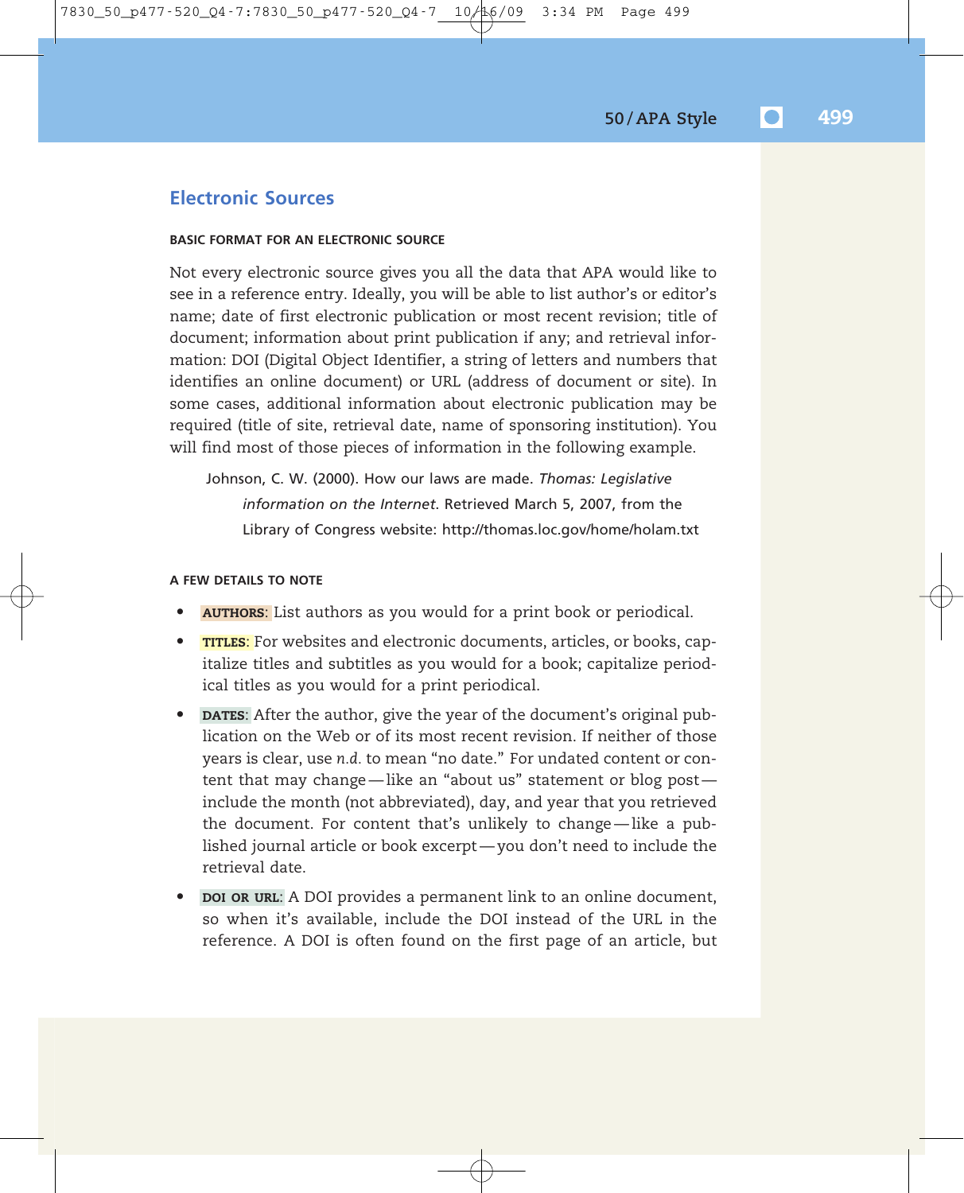## Electronic Sources

#### BASIC FORMAT FOR AN ELECTRONIC SOURCE

Not every electronic source gives you all the data that APA would like to see in a reference entry. Ideally, you will be able to list author's or editor's name; date of first electronic publication or most recent revision; title of document; information about print publication if any; and retrieval information: DOI (Digital Object Identifier, a string of letters and numbers that identifies an online document) or URL (address of document or site). In some cases, additional information about electronic publication may be required (title of site, retrieval date, name of sponsoring institution). You will find most of those pieces of information in the following example.

> Johnson, C. W. (2000). How our laws are made. *Thomas: Legislative information on the Internet*. Retrieved March 5, 2007, from the Library of Congress website: http://thomas.loc.gov/home/holam.txt

#### A FEW DETAILS TO NOTE

- **AUTHORS**: List authors as you would for a print book or periodical.
- **TITLES**: For websites and electronic documents, articles, or books, capitalize titles and subtitles as you would for a book; capitalize periodical titles as you would for a print periodical.
- **DATES**: After the author, give the year of the document's original publication on the Web or of its most recent revision. If neither of those years is clear, use *n.d.* to mean "no date." For undated content or content that may change—like an "about us" statement or blog post—include the month (not abbreviated), day, and year that you retrieved the document. For content that's unlikely to change—like a published journal article or book excerpt—you don't need to include the retrieval date.
- **DOI OR URL**: A DOI provides a permanent link to an online document, so when it's available, include the DOI instead of the URL in the reference. A DOI is often found on the first page of an article, but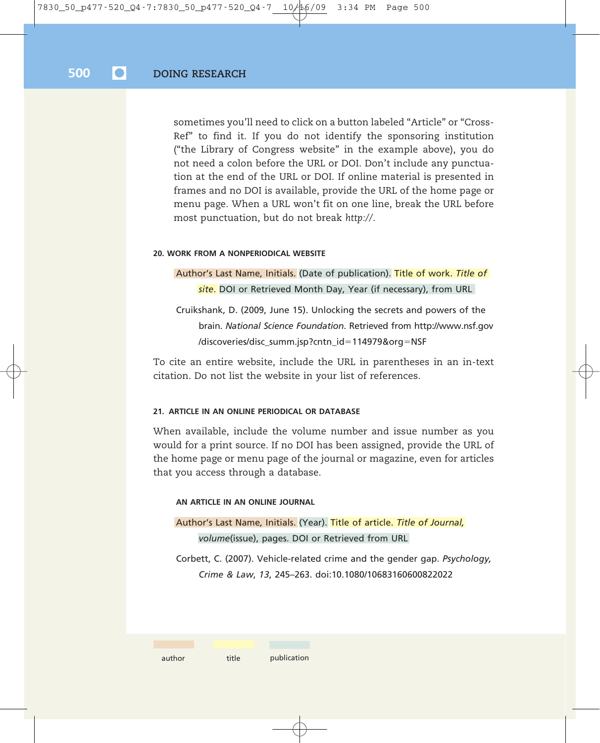sometimes you'll need to click on a button labeled "Article" or "Cross-Ref" to find it. If you do not identify the sponsoring institution ("the Library of Congress website" in the example above), you do not need a colon before the URL or DOI. Don't include any punctuation at the end of the URL or DOI. If online material is presented in frames and no DOI is available, provide the URL of the home page or menu page. When a URL won't fit on one line, break the URL before most punctuation, but do not break *http://*.

#### 20. WORK FROM A NONPERIODICAL WEBSITE

Author's Last Name, Initials. (Date of publication). Title of work. *Title of site*. DOI or Retrieved Month Day, Year (if necessary), from URL

Cruikshank, D. (2009, June 15). Unlocking the secrets and powers of the brain. *National Science Foundation*. Retrieved from http://www.nsf.gov/discoveries/disc_summ.jsp?cntn_id=114979&org=NSF

To cite an entire website, include the URL in parentheses in an in-text citation. Do not list the website in your list of references.

#### 21. ARTICLE IN AN ONLINE PERIODICAL OR DATABASE

When available, include the volume number and issue number as you would for a print source. If no DOI has been assigned, provide the URL of the home page or menu page of the journal or magazine, even for articles that you access through a database.

##### AN ARTICLE IN AN ONLINE JOURNAL

Author's Last Name, Initials. (Year). Title of article. *Title of Journal, volume*(issue), pages. DOI or Retrieved from URL

Corbett, C. (2007). Vehicle-related crime and the gender gap. *Psychology, Crime & Law*, *13*, 245–263. doi:10.1080/10683160600822022

author  title  publication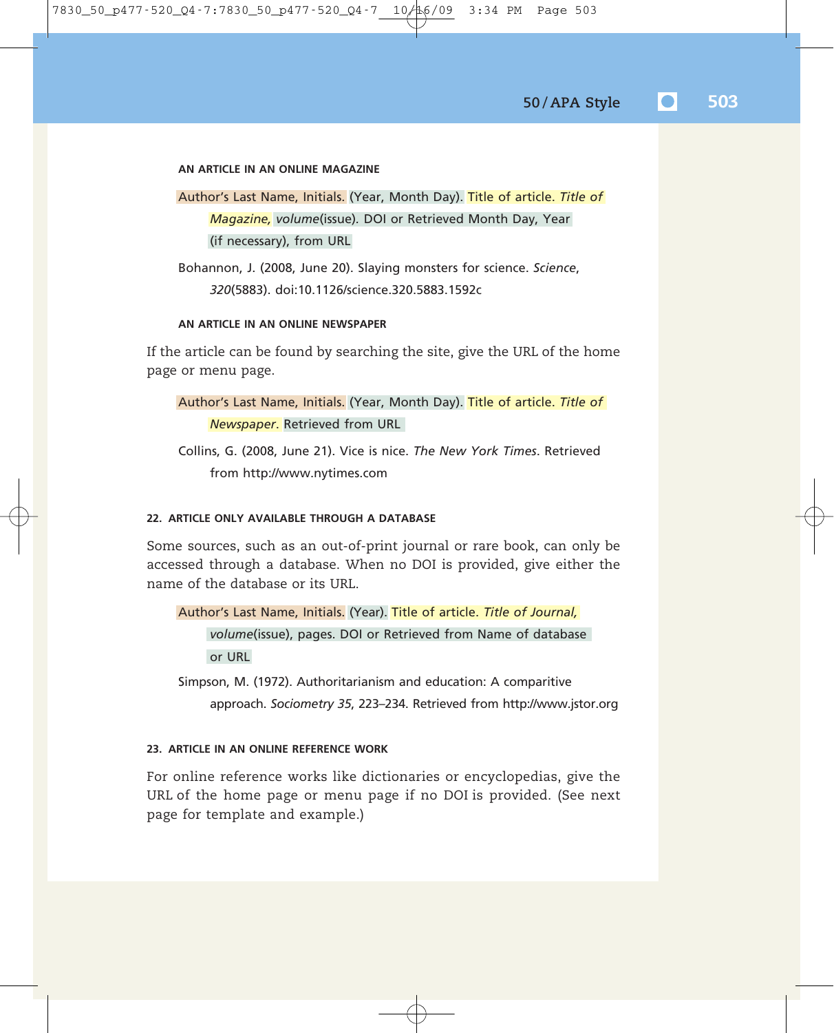#### AN ARTICLE IN AN ONLINE MAGAZINE

Author's Last Name, Initials. (Year, Month Day). Title of article. *Title of Magazine, volume*(issue). DOI or Retrieved Month Day, Year (if necessary), from URL

Bohannon, J. (2008, June 20). Slaying monsters for science. *Science*, *320*(5883). doi:10.1126/science.320.5883.1592c

#### AN ARTICLE IN AN ONLINE NEWSPAPER

If the article can be found by searching the site, give the URL of the home page or menu page.

Author's Last Name, Initials. (Year, Month Day). Title of article. *Title of Newspaper*. Retrieved from URL

Collins, G. (2008, June 21). Vice is nice. *The New York Times*. Retrieved from http://www.nytimes.com

### 22. ARTICLE ONLY AVAILABLE THROUGH A DATABASE

Some sources, such as an out-of-print journal or rare book, can only be accessed through a database. When no DOI is provided, give either the name of the database or its URL.

Author's Last Name, Initials. (Year). Title of article. *Title of Journal, volume*(issue), pages. DOI or Retrieved from Name of database or URL

Simpson, M. (1972). Authoritarianism and education: A comparitive approach. *Sociometry 35*, 223–234. Retrieved from http://www.jstor.org

### 23. ARTICLE IN AN ONLINE REFERENCE WORK

For online reference works like dictionaries or encyclopedias, give the URL of the home page or menu page if no DOI is provided. (See next page for template and example.)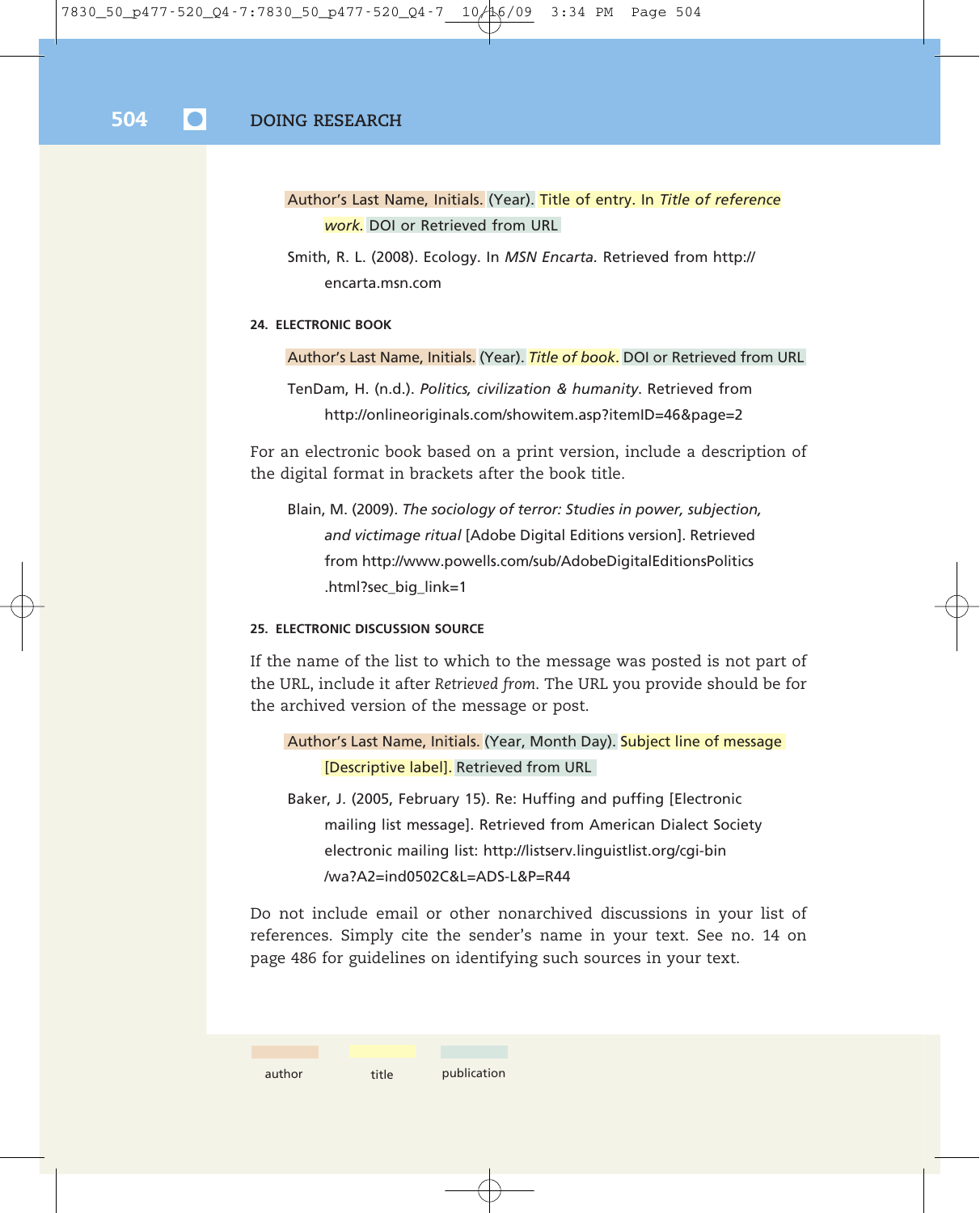Author's Last Name, Initials. (Year). Title of entry. In *Title of reference work.* DOI or Retrieved from URL

Smith, R. L. (2008). Ecology. In *MSN Encarta.* Retrieved from http://encarta.msn.com

#### 24. ELECTRONIC BOOK

Author's Last Name, Initials. (Year). *Title of book*. DOI or Retrieved from URL

TenDam, H. (n.d.). *Politics, civilization & humanity*. Retrieved from http://onlineoriginals.com/showitem.asp?itemID=46&page=2

For an electronic book based on a print version, include a description of the digital format in brackets after the book title.

Blain, M. (2009). *The sociology of terror: Studies in power, subjection, and victimage ritual* [Adobe Digital Editions version]. Retrieved from http://www.powells.com/sub/AdobeDigitalEditionsPolitics.html?sec_big_link=1

#### 25. ELECTRONIC DISCUSSION SOURCE

If the name of the list to which to the message was posted is not part of the URL, include it after *Retrieved from*. The URL you provide should be for the archived version of the message or post.

Author's Last Name, Initials. (Year, Month Day). Subject line of message [Descriptive label]. Retrieved from URL

Baker, J. (2005, February 15). Re: Huffing and puffing [Electronic mailing list message]. Retrieved from American Dialect Society electronic mailing list: http://listserv.linguistlist.org/cgi-bin/wa?A2=ind0502C&L=ADS-L&P=R44

Do not include email or other nonarchived discussions in your list of references. Simply cite the sender's name in your text. See no. 14 on page 486 for guidelines on identifying such sources in your text.

author | title | publication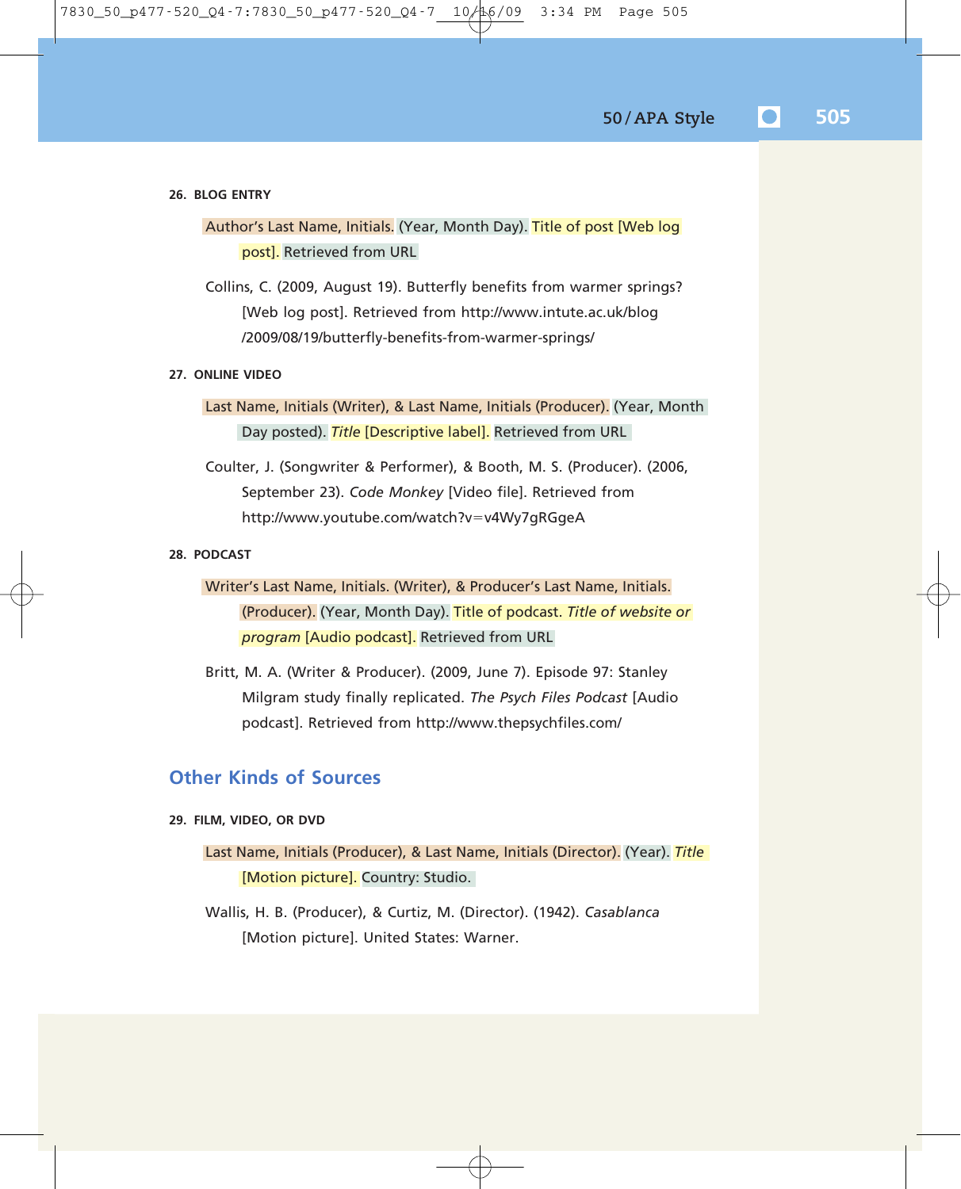**26. BLOG ENTRY**

Author's Last Name, Initials. (Year, Month Day). Title of post [Web log post]. Retrieved from URL

Collins, C. (2009, August 19). Butterfly benefits from warmer springs? [Web log post]. Retrieved from http://www.intute.ac.uk/blog/2009/08/19/butterfly-benefits-from-warmer-springs/

**27. ONLINE VIDEO**

Last Name, Initials (Writer), & Last Name, Initials (Producer). (Year, Month Day posted). *Title* [Descriptive label]. Retrieved from URL

Coulter, J. (Songwriter & Performer), & Booth, M. S. (Producer). (2006, September 23). *Code Monkey* [Video file]. Retrieved from http://www.youtube.com/watch?v=v4Wy7gRGgeA

**28. PODCAST**

Writer's Last Name, Initials. (Writer), & Producer's Last Name, Initials. (Producer). (Year, Month Day). Title of podcast. *Title of website or program* [Audio podcast]. Retrieved from URL

Britt, M. A. (Writer & Producer). (2009, June 7). Episode 97: Stanley Milgram study finally replicated. *The Psych Files Podcast* [Audio podcast]. Retrieved from http://www.thepsychfiles.com/

## Other Kinds of Sources

**29. FILM, VIDEO, OR DVD**

Last Name, Initials (Producer), & Last Name, Initials (Director). (Year). *Title* [Motion picture]. Country: Studio.

Wallis, H. B. (Producer), & Curtiz, M. (Director). (1942). *Casablanca* [Motion picture]. United States: Warner.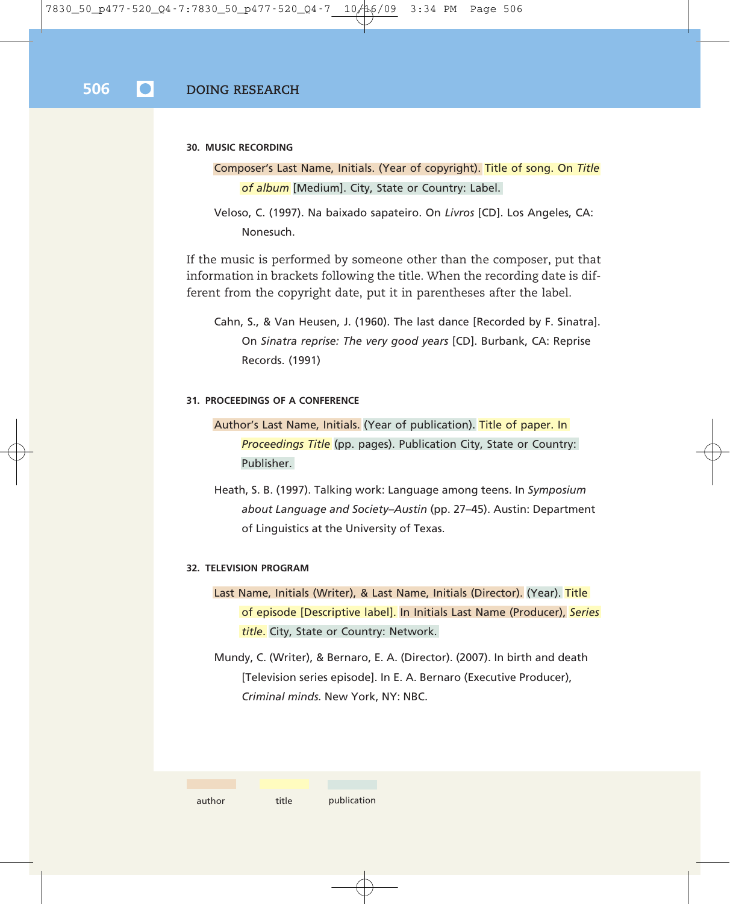### 30. MUSIC RECORDING

Composer's Last Name, Initials. (Year of copyright). Title of song. On *Title of album* [Medium]. City, State or Country: Label.

Veloso, C. (1997). Na baixado sapateiro. On *Livros* [CD]. Los Angeles, CA: Nonesuch.

If the music is performed by someone other than the composer, put that information in brackets following the title. When the recording date is different from the copyright date, put it in parentheses after the label.

Cahn, S., & Van Heusen, J. (1960). The last dance [Recorded by F. Sinatra]. On *Sinatra reprise: The very good years* [CD]. Burbank, CA: Reprise Records. (1991)

### 31. PROCEEDINGS OF A CONFERENCE

Author's Last Name, Initials. (Year of publication). Title of paper. In *Proceedings Title* (pp. pages). Publication City, State or Country: Publisher.

Heath, S. B. (1997). Talking work: Language among teens. In *Symposium about Language and Society–Austin* (pp. 27–45). Austin: Department of Linguistics at the University of Texas.

### 32. TELEVISION PROGRAM

Last Name, Initials (Writer), & Last Name, Initials (Director). (Year). Title of episode [Descriptive label]. In Initials Last Name (Producer), *Series title*. City, State or Country: Network.

Mundy, C. (Writer), & Bernaro, E. A. (Director). (2007). In birth and death [Television series episode]. In E. A. Bernaro (Executive Producer), *Criminal minds.* New York, NY: NBC.

author | title | publication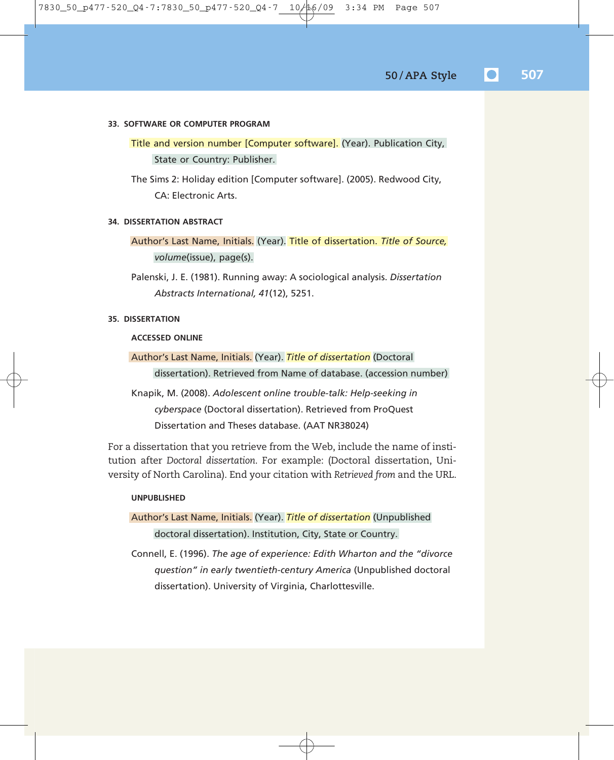#### 33. SOFTWARE OR COMPUTER PROGRAM

Title and version number [Computer software]. (Year). Publication City, State or Country: Publisher.

The Sims 2: Holiday edition [Computer software]. (2005). Redwood City, CA: Electronic Arts.

#### 34. DISSERTATION ABSTRACT

Author's Last Name, Initials. (Year). Title of dissertation. *Title of Source, volume*(issue), page(s).

Palenski, J. E. (1981). Running away: A sociological analysis. *Dissertation Abstracts International, 41*(12), 5251.

#### 35. DISSERTATION

**ACCESSED ONLINE**

Author's Last Name, Initials. (Year). *Title of dissertation* (Doctoral dissertation). Retrieved from Name of database. (accession number)

Knapik, M. (2008). *Adolescent online trouble-talk: Help-seeking in cyberspace* (Doctoral dissertation). Retrieved from ProQuest Dissertation and Theses database. (AAT NR38024)

For a dissertation that you retrieve from the Web, include the name of institution after *Doctoral dissertation*. For example: (Doctoral dissertation, University of North Carolina). End your citation with *Retrieved from* and the URL.

**UNPUBLISHED**

Author's Last Name, Initials. (Year). *Title of dissertation* (Unpublished doctoral dissertation). Institution, City, State or Country.

Connell, E. (1996). *The age of experience: Edith Wharton and the "divorce question" in early twentieth-century America* (Unpublished doctoral dissertation). University of Virginia, Charlottesville.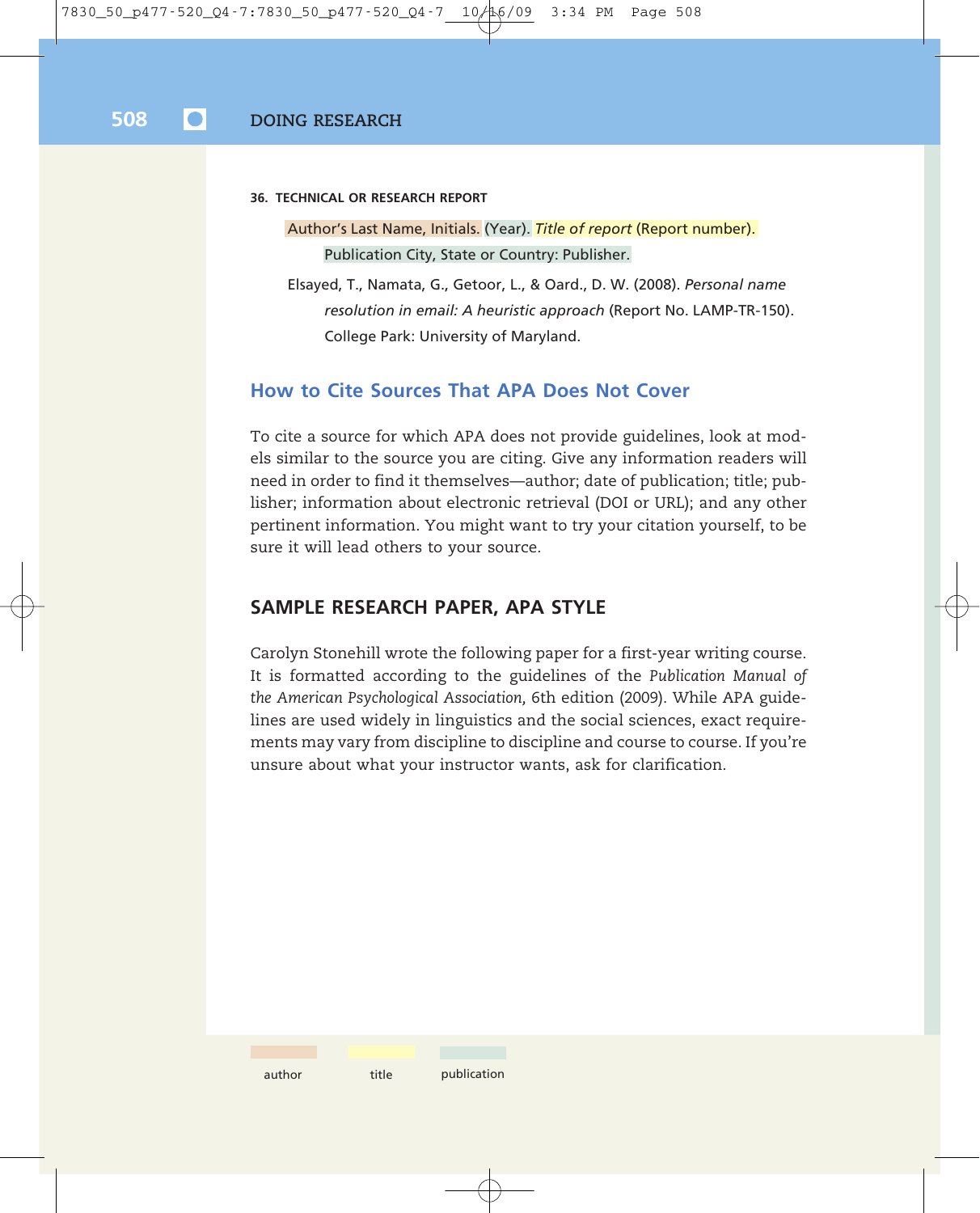#### 36. TECHNICAL OR RESEARCH REPORT

Author's Last Name, Initials. (Year). *Title of report* (Report number). Publication City, State or Country: Publisher.

Elsayed, T., Namata, G., Getoor, L., & Oard., D. W. (2008). *Personal name resolution in email: A heuristic approach* (Report No. LAMP-TR-150). College Park: University of Maryland.

## How to Cite Sources That APA Does Not Cover

To cite a source for which APA does not provide guidelines, look at models similar to the source you are citing. Give any information readers will need in order to find it themselves—author; date of publication; title; publisher; information about electronic retrieval (DOI or URL); and any other pertinent information. You might want to try your citation yourself, to be sure it will lead others to your source.

## SAMPLE RESEARCH PAPER, APA STYLE

Carolyn Stonehill wrote the following paper for a first-year writing course. It is formatted according to the guidelines of the *Publication Manual of the American Psychological Association*, 6th edition (2009). While APA guidelines are used widely in linguistics and the social sciences, exact requirements may vary from discipline to discipline and course to course. If you're unsure about what your instructor wants, ask for clarification.

author  title  publication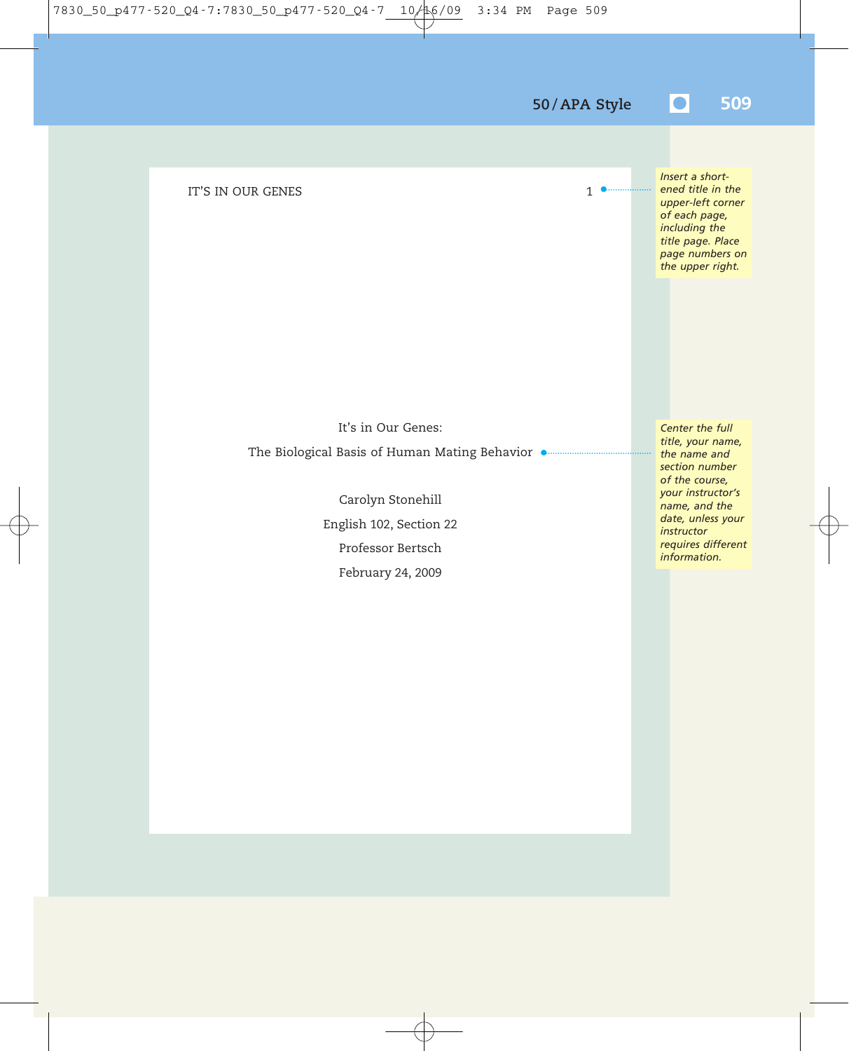IT'S IN OUR GENES 1

*Insert a shortened title in the upper-left corner of each page, including the title page. Place page numbers on the upper right.*

It's in Our Genes:

The Biological Basis of Human Mating Behavior

Carolyn Stonehill

English 102, Section 22

Professor Bertsch

February 24, 2009

*Center the full title, your name, the name and section number of the course, your instructor's name, and the date, unless your instructor requires different information.*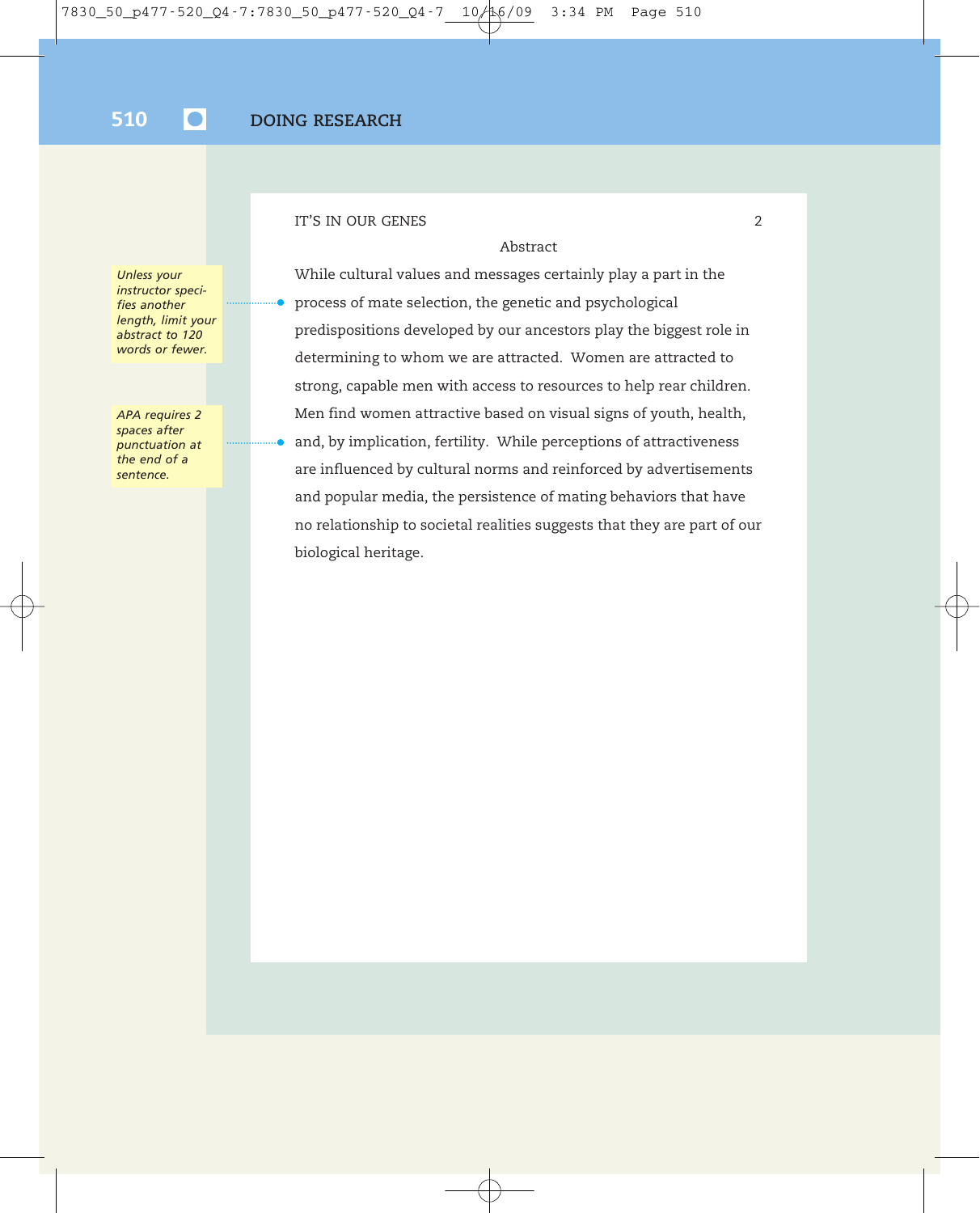*Unless your instructor specifies another length, limit your abstract to 120 words or fewer.*

*APA requires 2 spaces after punctuation at the end of a sentence.*

IT'S IN OUR GENES 2

Abstract

While cultural values and messages certainly play a part in the process of mate selection, the genetic and psychological predispositions developed by our ancestors play the biggest role in determining to whom we are attracted.  Women are attracted to strong, capable men with access to resources to help rear children. Men find women attractive based on visual signs of youth, health, and, by implication, fertility.  While perceptions of attractiveness are influenced by cultural norms and reinforced by advertisements and popular media, the persistence of mating behaviors that have no relationship to societal realities suggests that they are part of our biological heritage.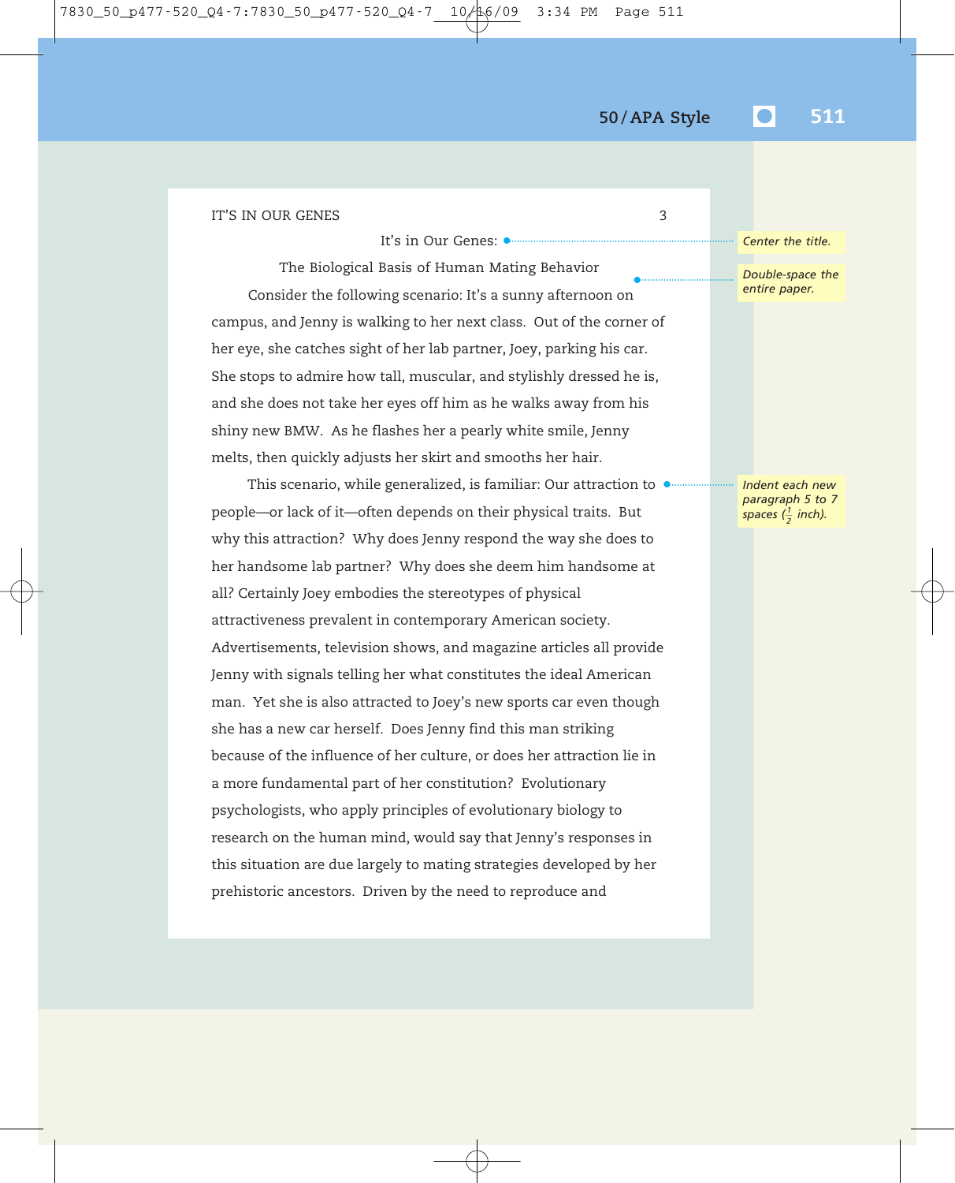It's in Our Genes:

The Biological Basis of Human Mating Behavior

Consider the following scenario: It's a sunny afternoon on campus, and Jenny is walking to her next class. Out of the corner of her eye, she catches sight of her lab partner, Joey, parking his car. She stops to admire how tall, muscular, and stylishly dressed he is, and she does not take her eyes off him as he walks away from his shiny new BMW. As he flashes her a pearly white smile, Jenny melts, then quickly adjusts her skirt and smooths her hair.

This scenario, while generalized, is familiar: Our attraction to people—or lack of it—often depends on their physical traits. But why this attraction? Why does Jenny respond the way she does to her handsome lab partner? Why does she deem him handsome at all? Certainly Joey embodies the stereotypes of physical attractiveness prevalent in contemporary American society. Advertisements, television shows, and magazine articles all provide Jenny with signals telling her what constitutes the ideal American man. Yet she is also attracted to Joey's new sports car even though she has a new car herself. Does Jenny find this man striking because of the influence of her culture, or does her attraction lie in a more fundamental part of her constitution? Evolutionary psychologists, who apply principles of evolutionary biology to research on the human mind, would say that Jenny's responses in this situation are due largely to mating strategies developed by her prehistoric ancestors. Driven by the need to reproduce and

*Center the title.*

*Double-space the entire paper.*

*Indent each new paragraph 5 to 7 spaces (1/2 inch).*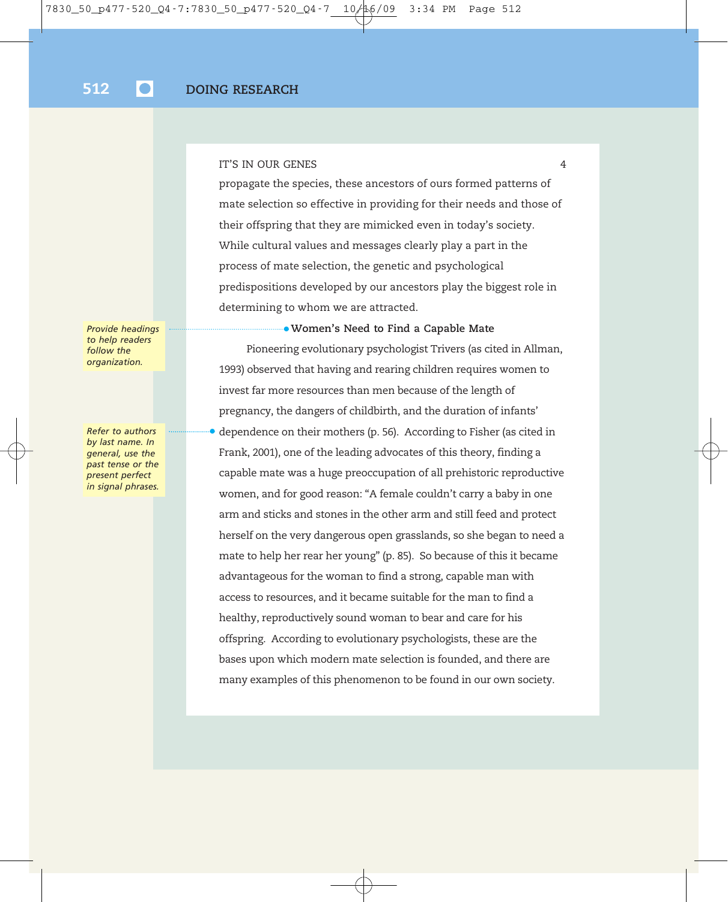propagate the species, these ancestors of ours formed patterns of mate selection so effective in providing for their needs and those of their offspring that they are mimicked even in today's society. While cultural values and messages clearly play a part in the process of mate selection, the genetic and psychological predispositions developed by our ancestors play the biggest role in determining to whom we are attracted.

*Provide headings to help readers follow the organization.*

**Women's Need to Find a Capable Mate**

*Refer to authors by last name. In general, use the past tense or the present perfect in signal phrases.*

Pioneering evolutionary psychologist Trivers (as cited in Allman, 1993) observed that having and rearing children requires women to invest far more resources than men because of the length of pregnancy, the dangers of childbirth, and the duration of infants' dependence on their mothers (p. 56). According to Fisher (as cited in Frank, 2001), one of the leading advocates of this theory, finding a capable mate was a huge preoccupation of all prehistoric reproductive women, and for good reason: "A female couldn't carry a baby in one arm and sticks and stones in the other arm and still feed and protect herself on the very dangerous open grasslands, so she began to need a mate to help her rear her young" (p. 85). So because of this it became advantageous for the woman to find a strong, capable man with access to resources, and it became suitable for the man to find a healthy, reproductively sound woman to bear and care for his offspring. According to evolutionary psychologists, these are the bases upon which modern mate selection is founded, and there are many examples of this phenomenon to be found in our own society.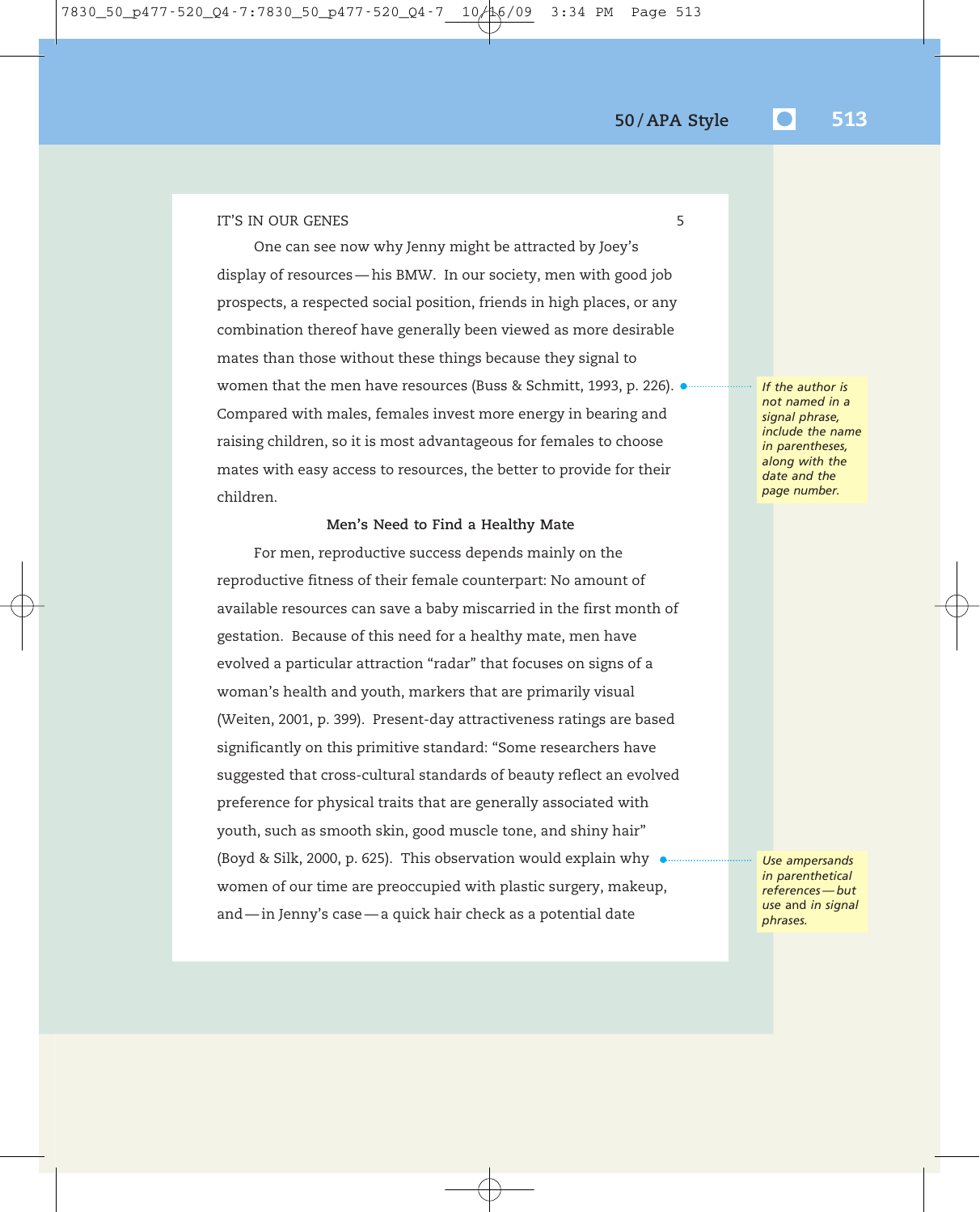One can see now why Jenny might be attracted by Joey's display of resources — his BMW. In our society, men with good job prospects, a respected social position, friends in high places, or any combination thereof have generally been viewed as more desirable mates than those without these things because they signal to women that the men have resources (Buss & Schmitt, 1993, p. 226). Compared with males, females invest more energy in bearing and raising children, so it is most advantageous for females to choose mates with easy access to resources, the better to provide for their children.

*If the author is not named in a signal phrase, include the name in parentheses, along with the date and the page number.*

**Men's Need to Find a Healthy Mate**

For men, reproductive success depends mainly on the reproductive fitness of their female counterpart: No amount of available resources can save a baby miscarried in the first month of gestation. Because of this need for a healthy mate, men have evolved a particular attraction "radar" that focuses on signs of a woman's health and youth, markers that are primarily visual (Weiten, 2001, p. 399). Present-day attractiveness ratings are based significantly on this primitive standard: "Some researchers have suggested that cross-cultural standards of beauty reflect an evolved preference for physical traits that are generally associated with youth, such as smooth skin, good muscle tone, and shiny hair" (Boyd & Silk, 2000, p. 625). This observation would explain why women of our time are preoccupied with plastic surgery, makeup, and — in Jenny's case — a quick hair check as a potential date

*Use ampersands in parenthetical references — but use* and *in signal phrases.*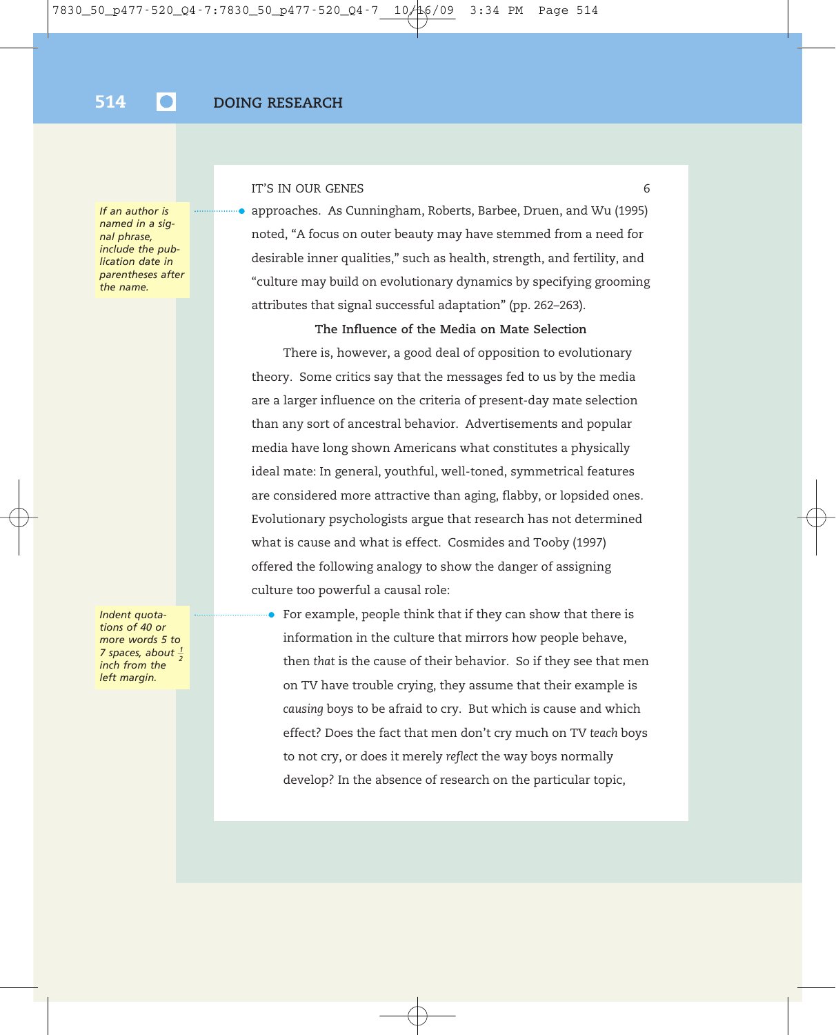*If an author is named in a signal phrase, include the publication date in parentheses after the name.*

approaches. As Cunningham, Roberts, Barbee, Druen, and Wu (1995) noted, "A focus on outer beauty may have stemmed from a need for desirable inner qualities," such as health, strength, and fertility, and "culture may build on evolutionary dynamics by specifying grooming attributes that signal successful adaptation" (pp. 262–263).

**The Influence of the Media on Mate Selection**

There is, however, a good deal of opposition to evolutionary theory. Some critics say that the messages fed to us by the media are a larger influence on the criteria of present-day mate selection than any sort of ancestral behavior. Advertisements and popular media have long shown Americans what constitutes a physically ideal mate: In general, youthful, well-toned, symmetrical features are considered more attractive than aging, flabby, or lopsided ones. Evolutionary psychologists argue that research has not determined what is cause and what is effect. Cosmides and Tooby (1997) offered the following analogy to show the danger of assigning culture too powerful a causal role:

*Indent quotations of 40 or more words 5 to 7 spaces, about ½ inch from the left margin.*

> For example, people think that if they can show that there is information in the culture that mirrors how people behave, then *that* is the cause of their behavior. So if they see that men on TV have trouble crying, they assume that their example is *causing* boys to be afraid to cry. But which is cause and which effect? Does the fact that men don't cry much on TV *teach* boys to not cry, or does it merely *reflect* the way boys normally develop? In the absence of research on the particular topic,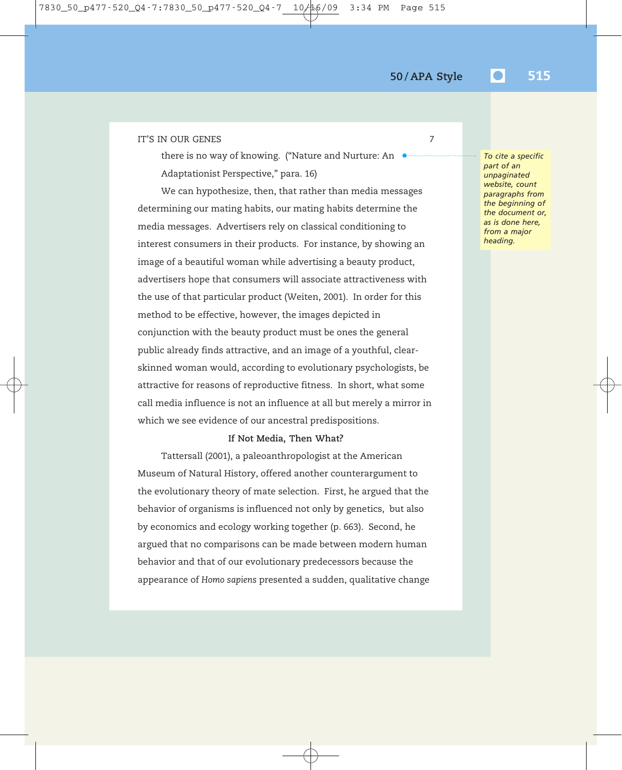there is no way of knowing. ("Nature and Nurture: An Adaptationist Perspective," para. 16)

*To cite a specific part of an unpaginated website, count paragraphs from the beginning of the document or, as is done here, from a major heading.*

We can hypothesize, then, that rather than media messages determining our mating habits, our mating habits determine the media messages. Advertisers rely on classical conditioning to interest consumers in their products. For instance, by showing an image of a beautiful woman while advertising a beauty product, advertisers hope that consumers will associate attractiveness with the use of that particular product (Weiten, 2001). In order for this method to be effective, however, the images depicted in conjunction with the beauty product must be ones the general public already finds attractive, and an image of a youthful, clear-skinned woman would, according to evolutionary psychologists, be attractive for reasons of reproductive fitness. In short, what some call media influence is not an influence at all but merely a mirror in which we see evidence of our ancestral predispositions.

**If Not Media, Then What?**

Tattersall (2001), a paleoanthropologist at the American Museum of Natural History, offered another counterargument to the evolutionary theory of mate selection. First, he argued that the behavior of organisms is influenced not only by genetics, but also by economics and ecology working together (p. 663). Second, he argued that no comparisons can be made between modern human behavior and that of our evolutionary predecessors because the appearance of *Homo sapiens* presented a sudden, qualitative change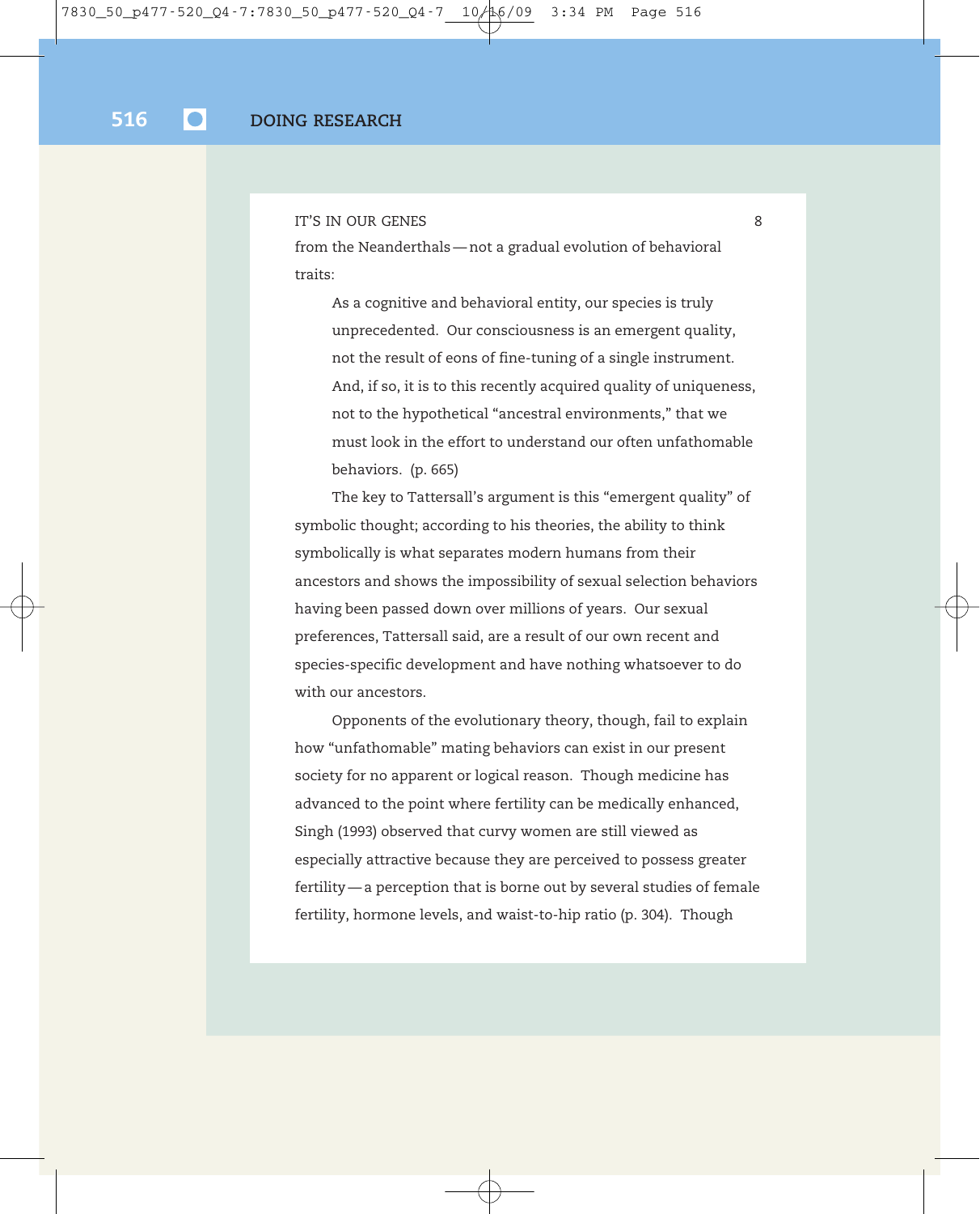from the Neanderthals — not a gradual evolution of behavioral traits:

> As a cognitive and behavioral entity, our species is truly unprecedented. Our consciousness is an emergent quality, not the result of eons of fine-tuning of a single instrument. And, if so, it is to this recently acquired quality of uniqueness, not to the hypothetical "ancestral environments," that we must look in the effort to understand our often unfathomable behaviors. (p. 665)

The key to Tattersall's argument is this "emergent quality" of symbolic thought; according to his theories, the ability to think symbolically is what separates modern humans from their ancestors and shows the impossibility of sexual selection behaviors having been passed down over millions of years. Our sexual preferences, Tattersall said, are a result of our own recent and species-specific development and have nothing whatsoever to do with our ancestors.

Opponents of the evolutionary theory, though, fail to explain how "unfathomable" mating behaviors can exist in our present society for no apparent or logical reason. Though medicine has advanced to the point where fertility can be medically enhanced, Singh (1993) observed that curvy women are still viewed as especially attractive because they are perceived to possess greater fertility — a perception that is borne out by several studies of female fertility, hormone levels, and waist-to-hip ratio (p. 304). Though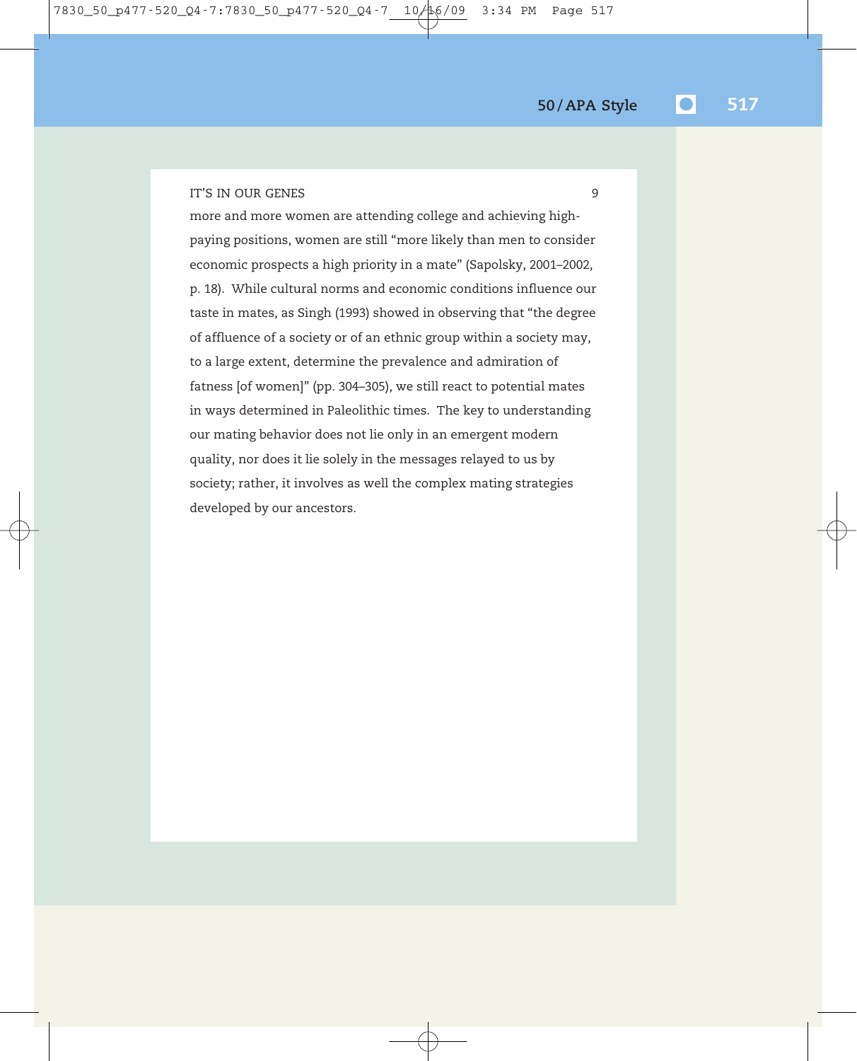more and more women are attending college and achieving high-paying positions, women are still "more likely than men to consider economic prospects a high priority in a mate" (Sapolsky, 2001–2002, p. 18). While cultural norms and economic conditions influence our taste in mates, as Singh (1993) showed in observing that "the degree of affluence of a society or of an ethnic group within a society may, to a large extent, determine the prevalence and admiration of fatness [of women]" (pp. 304–305), we still react to potential mates in ways determined in Paleolithic times. The key to understanding our mating behavior does not lie only in an emergent modern quality, nor does it lie solely in the messages relayed to us by society; rather, it involves as well the complex mating strategies developed by our ancestors.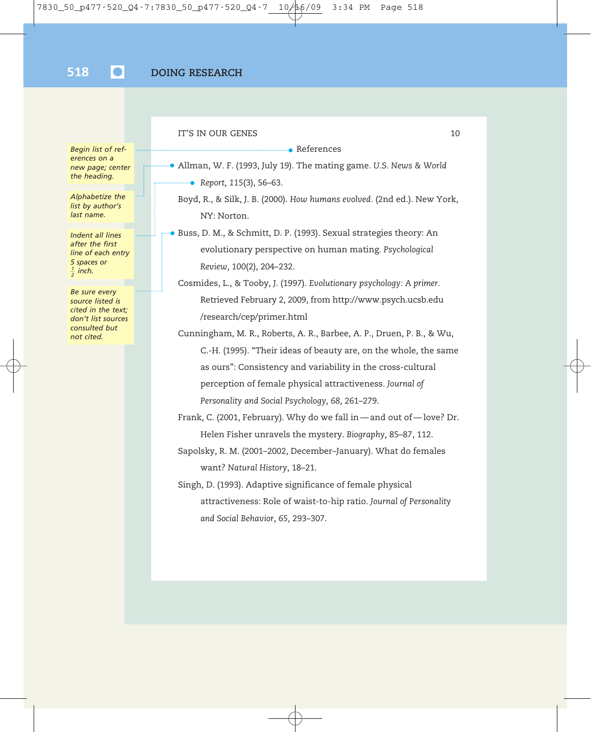Begin list of references on a new page; center the heading.

Alphabetize the list by author's last name.

Indent all lines after the first line of each entry 5 spaces or ½ inch.

Be sure every source listed is cited in the text; don't list sources consulted but not cited.

References

Allman, W. F. (1993, July 19). The mating game. *U.S. News & World Report, 115*(3), 56–63.

Boyd, R., & Silk, J. B. (2000). *How humans evolved.* (2nd ed.). New York, NY: Norton.

Buss, D. M., & Schmitt, D. P. (1993). Sexual strategies theory: An evolutionary perspective on human mating. *Psychological Review, 100*(2), 204–232.

Cosmides, L., & Tooby, J. (1997). *Evolutionary psychology: A primer.* Retrieved February 2, 2009, from http://www.psych.ucsb.edu/research/cep/primer.html

Cunningham, M. R., Roberts, A. R., Barbee, A. P., Druen, P. B., & Wu, C.-H. (1995). "Their ideas of beauty are, on the whole, the same as ours": Consistency and variability in the cross-cultural perception of female physical attractiveness. *Journal of Personality and Social Psychology, 68,* 261–279.

Frank, C. (2001, February). Why do we fall in—and out of—love? Dr. Helen Fisher unravels the mystery. *Biography,* 85–87, 112.

Sapolsky, R. M. (2001–2002, December–January). What do females want? *Natural History*, 18–21.

Singh, D. (1993). Adaptive significance of female physical attractiveness: Role of waist-to-hip ratio. *Journal of Personality and Social Behavior*, *65,* 293–307.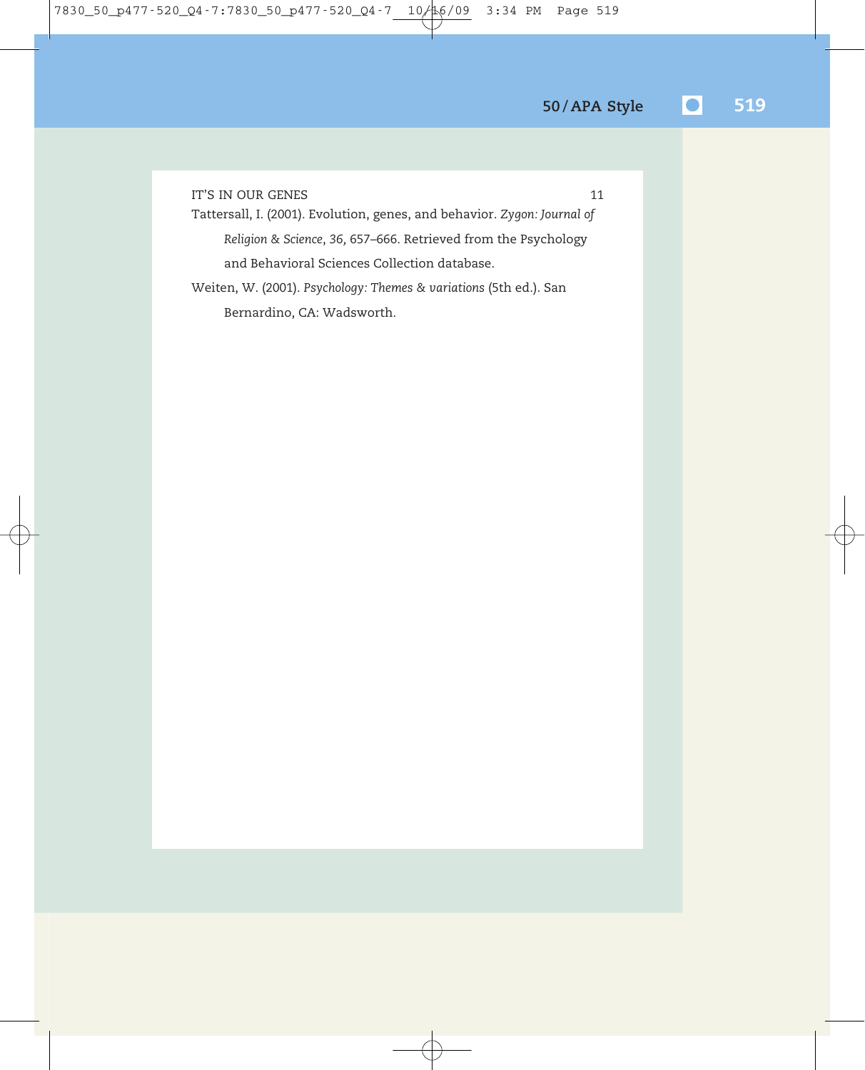Tattersall, I. (2001). Evolution, genes, and behavior. *Zygon: Journal of Religion & Science*, *36,* 657–666. Retrieved from the Psychology and Behavioral Sciences Collection database.

Weiten, W. (2001). *Psychology: Themes & variations* (5th ed.). San Bernardino, CA: Wadsworth.